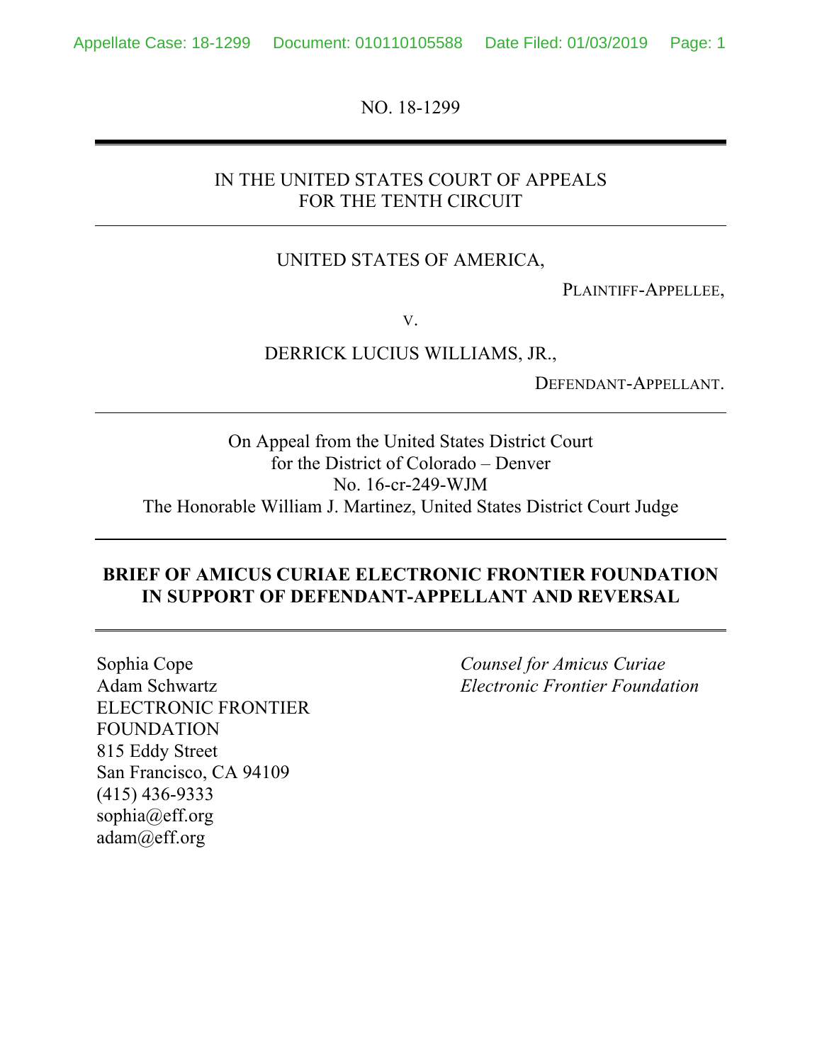NO. 18-1299

IN THE UNITED STATES COURT OF APPEALS
FOR THE TENTH CIRCUIT

UNITED STATES OF AMERICA,

PLAINTIFF-APPELLEE,

V.

DERRICK LUCIUS WILLIAMS, JR.,

DEFENDANT-APPELLANT.

On Appeal from the United States District Court
for the District of Colorado – Denver
No. 16-cr-249-WJM
The Honorable William J. Martinez, United States District Court Judge

**BRIEF OF AMICUS CURIAE ELECTRONIC FRONTIER FOUNDATION IN SUPPORT OF DEFENDANT-APPELLANT AND REVERSAL**

Sophia Cope
Adam Schwartz
ELECTRONIC FRONTIER FOUNDATION
815 Eddy Street
San Francisco, CA 94109
(415) 436-9333
sophia@eff.org
adam@eff.org

*Counsel for Amicus Curiae Electronic Frontier Foundation*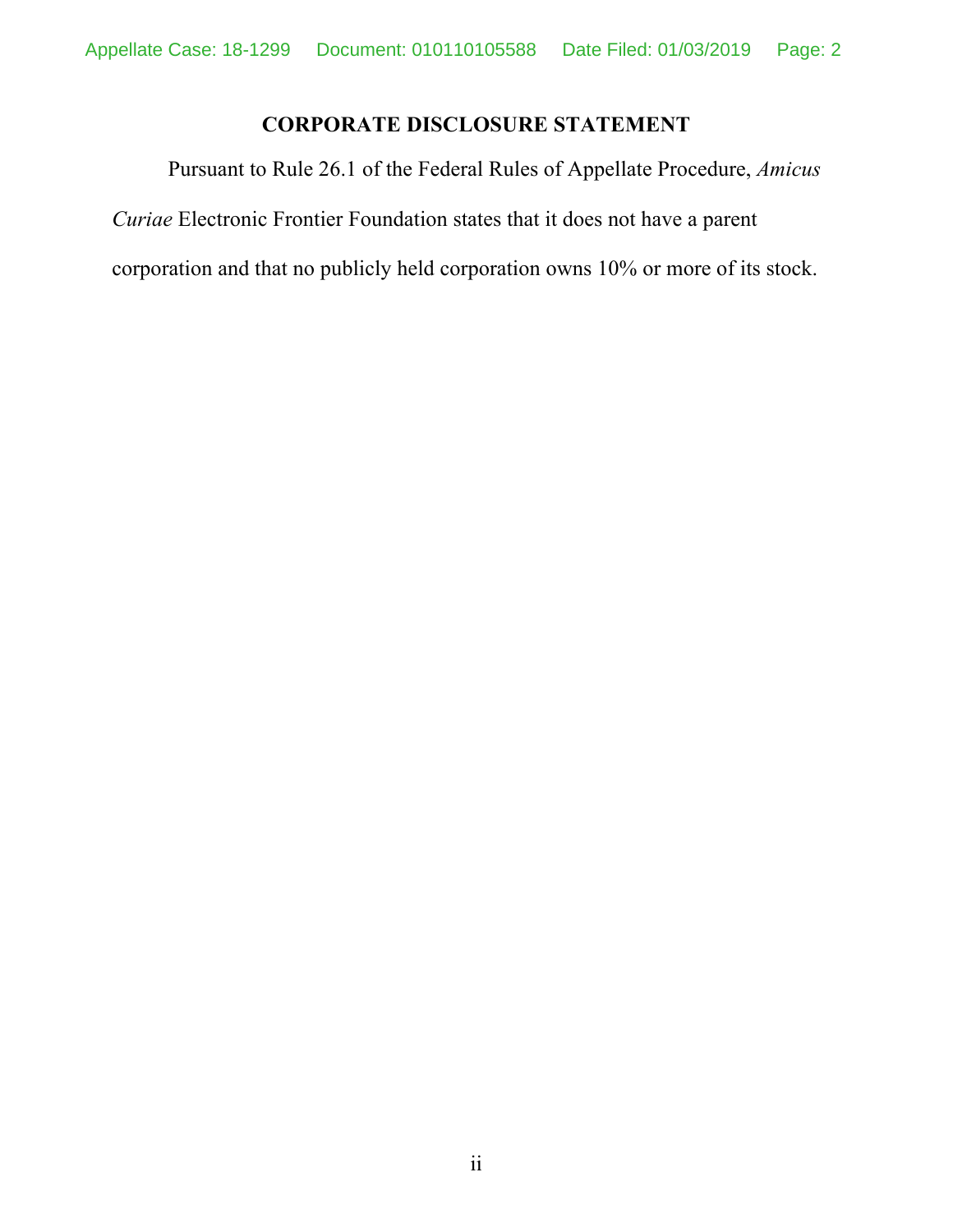## CORPORATE DISCLOSURE STATEMENT

Pursuant to Rule 26.1 of the Federal Rules of Appellate Procedure, *Amicus Curiae* Electronic Frontier Foundation states that it does not have a parent corporation and that no publicly held corporation owns 10% or more of its stock.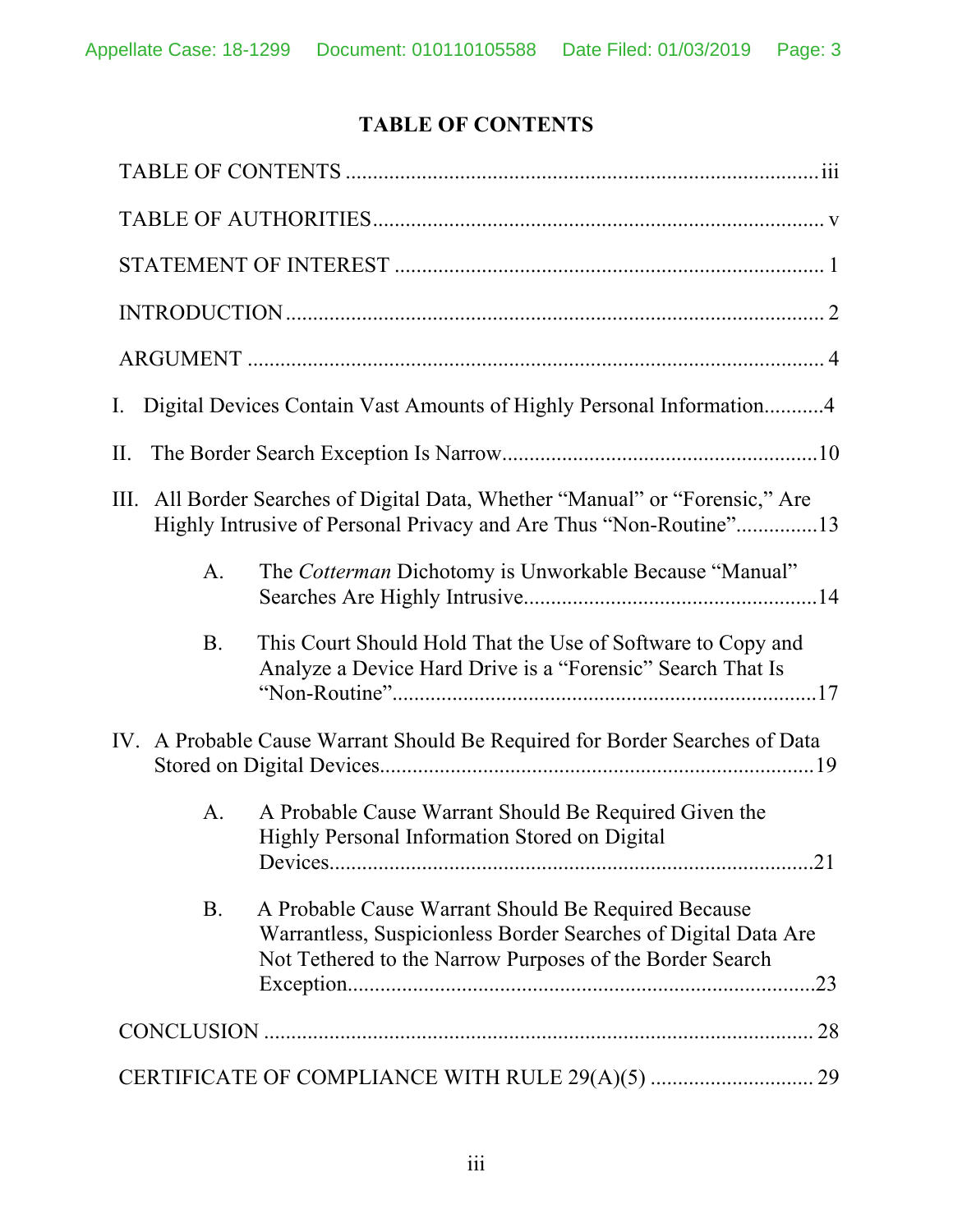# TABLE OF CONTENTS

TABLE OF CONTENTS ........................................................................................ iii

TABLE OF AUTHORITIES.................................................................................... v

STATEMENT OF INTEREST ................................................................................ 1

INTRODUCTION .................................................................................................... 2

ARGUMENT ........................................................................................................... 4

I. Digital Devices Contain Vast Amounts of Highly Personal Information...........4

II. The Border Search Exception Is Narrow..........................................................10

III. All Border Searches of Digital Data, Whether "Manual" or "Forensic," Are Highly Intrusive of Personal Privacy and Are Thus "Non-Routine"...............13

  A. The *Cotterman* Dichotomy is Unworkable Because "Manual" Searches Are Highly Intrusive......................................................14

  B. This Court Should Hold That the Use of Software to Copy and Analyze a Device Hard Drive is a "Forensic" Search That Is "Non-Routine".............................................................................17

IV. A Probable Cause Warrant Should Be Required for Border Searches of Data Stored on Digital Devices................................................................................19

  A. A Probable Cause Warrant Should Be Required Given the Highly Personal Information Stored on Digital Devices.........................................................................................21

  B. A Probable Cause Warrant Should Be Required Because Warrantless, Suspicionless Border Searches of Digital Data Are Not Tethered to the Narrow Purposes of the Border Search Exception.....................................................................................23

CONCLUSION ...................................................................................................... 28

CERTIFICATE OF COMPLIANCE WITH RULE 29(A)(5) .............................. 29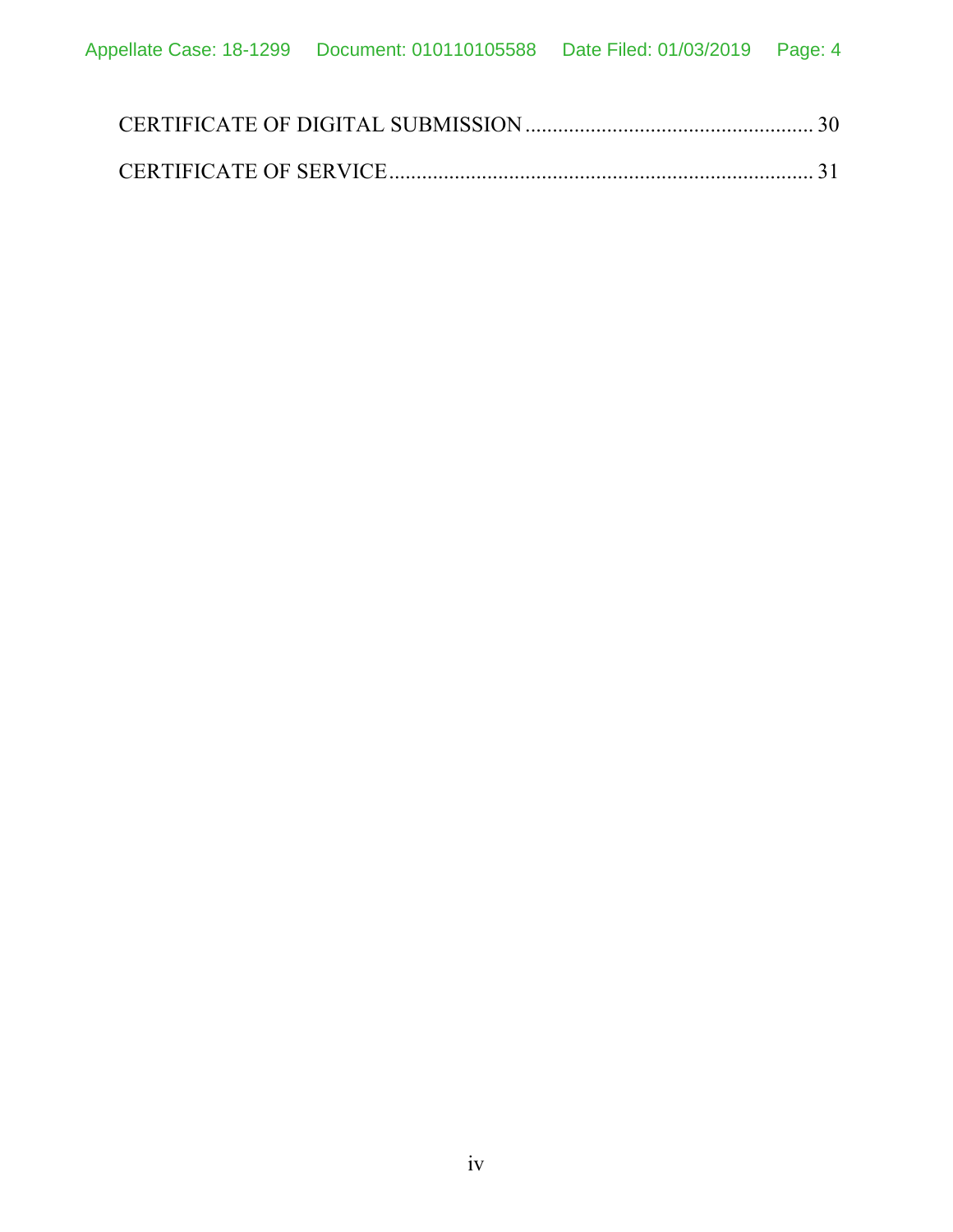CERTIFICATE OF DIGITAL SUBMISSION .................................................... 30

CERTIFICATE OF SERVICE ............................................................................ 31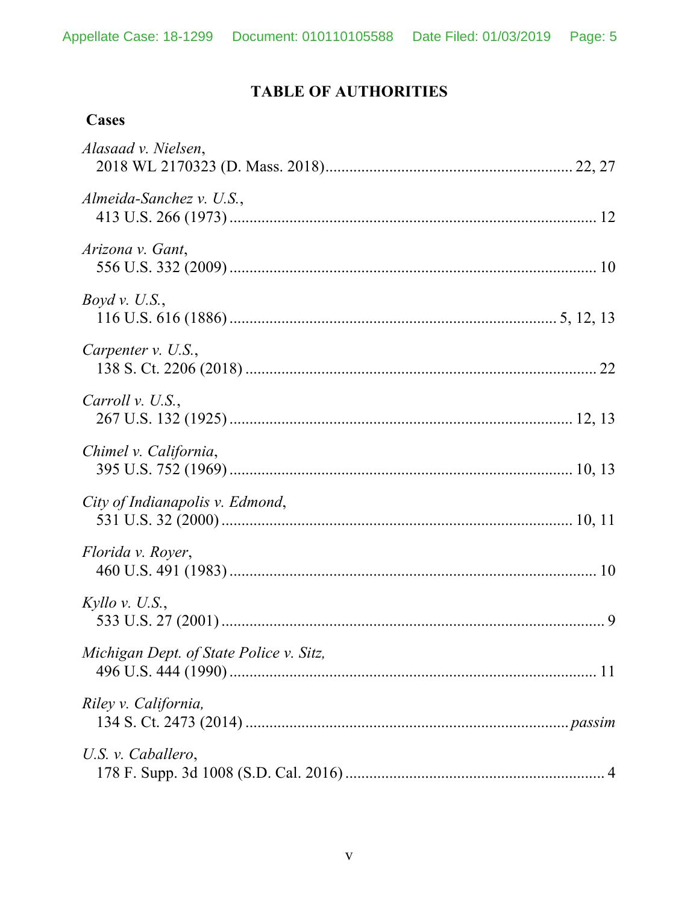# TABLE OF AUTHORITIES

## Cases

*Alasaad v. Nielsen*,
2018 WL 2170323 (D. Mass. 2018)............................................................. 22, 27

*Almeida-Sanchez v. U.S.*,
413 U.S. 266 (1973)........................................................................................... 12

*Arizona v. Gant*,
556 U.S. 332 (2009)........................................................................................... 10

*Boyd v. U.S.*,
116 U.S. 616 (1886)................................................................................. 5, 12, 13

*Carpenter v. U.S.*,
138 S. Ct. 2206 (2018)........................................................................................ 22

*Carroll v. U.S.*,
267 U.S. 132 (1925)...................................................................................... 12, 13

*Chimel v. California*,
395 U.S. 752 (1969)...................................................................................... 10, 13

*City of Indianapolis v. Edmond*,
531 U.S. 32 (2000)........................................................................................ 10, 11

*Florida v. Royer*,
460 U.S. 491 (1983)........................................................................................... 10

*Kyllo v. U.S.*,
533 U.S. 27 (2001)................................................................................................ 9

*Michigan Dept. of State Police v. Sitz,*
496 U.S. 444 (1990)........................................................................................... 11

*Riley v. California,*
134 S. Ct. 2473 (2014)................................................................................ *passim*

*U.S. v. Caballero*,
178 F. Supp. 3d 1008 (S.D. Cal. 2016)................................................................. 4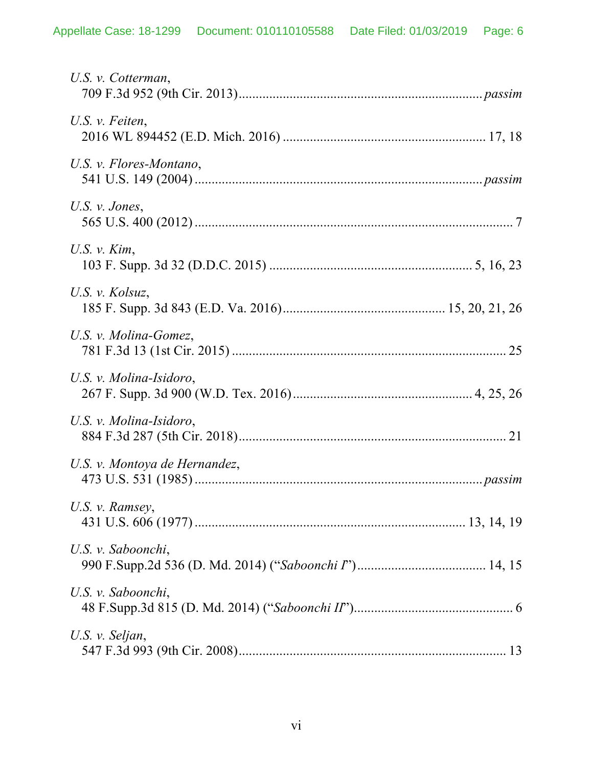*U.S. v. Cotterman*,
709 F.3d 952 (9th Cir. 2013)........................................................................*passim*

*U.S. v. Feiten*,
2016 WL 894452 (E.D. Mich. 2016) ........................................................... 17, 18

*U.S. v. Flores-Montano*,
541 U.S. 149 (2004) ...................................................................................*passim*

*U.S. v. Jones*,
565 U.S. 400 (2012) ............................................................................................. 7

*U.S. v. Kim*,
103 F. Supp. 3d 32 (D.D.C. 2015) .......................................................... 5, 16, 23

*U.S. v. Kolsuz*,
185 F. Supp. 3d 843 (E.D. Va. 2016)............................................... 15, 20, 21, 26

*U.S. v. Molina-Gomez*,
781 F.3d 13 (1st Cir. 2015) ................................................................................ 25

*U.S. v. Molina-Isidoro*,
267 F. Supp. 3d 900 (W.D. Tex. 2016)................................................... 4, 25, 26

*U.S. v. Molina-Isidoro*,
884 F.3d 287 (5th Cir. 2018)............................................................................... 21

*U.S. v. Montoya de Hernandez*,
473 U.S. 531 (1985) ...................................................................................*passim*

*U.S. v. Ramsey*,
431 U.S. 606 (1977) .............................................................................. 13, 14, 19

*U.S. v. Saboonchi*,
990 F.Supp.2d 536 (D. Md. 2014) ("*Saboonchi I*")..................................... 14, 15

*U.S. v. Saboonchi*,
48 F.Supp.3d 815 (D. Md. 2014) ("*Saboonchi II*")............................................... 6

*U.S. v. Seljan*,
547 F.3d 993 (9th Cir. 2008)............................................................................... 13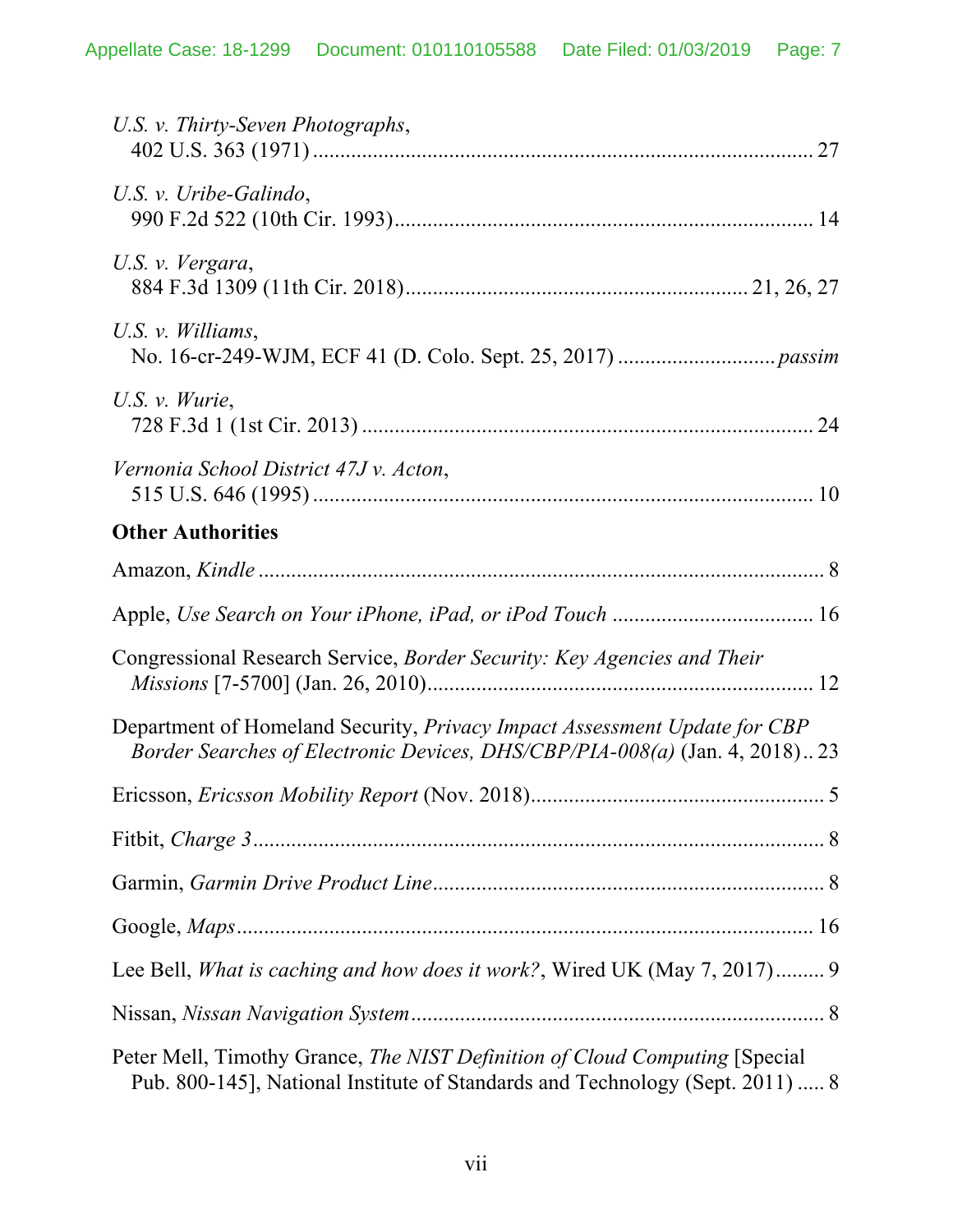*U.S. v. Thirty-Seven Photographs*,
402 U.S. 363 (1971) ........................................................................................... 27

*U.S. v. Uribe-Galindo*,
990 F.2d 522 (10th Cir. 1993)............................................................................ 14

*U.S. v. Vergara*,
884 F.3d 1309 (11th Cir. 2018)............................................................ 21, 26, 27

*U.S. v. Williams*,
No. 16-cr-249-WJM, ECF 41 (D. Colo. Sept. 25, 2017) ............................ *passim*

*U.S. v. Wurie*,
728 F.3d 1 (1st Cir. 2013) .................................................................................. 24

*Vernonia School District 47J v. Acton*,
515 U.S. 646 (1995) ........................................................................................... 10

**Other Authorities**

Amazon, *Kindle* ........................................................................................................ 8

Apple, *Use Search on Your iPhone, iPad, or iPod Touch* .................................... 16

Congressional Research Service, *Border Security: Key Agencies and Their Missions* [7-5700] (Jan. 26, 2010)...................................................................... 12

Department of Homeland Security, *Privacy Impact Assessment Update for CBP Border Searches of Electronic Devices, DHS/CBP/PIA-008(a)* (Jan. 4, 2018).. 23

Ericsson, *Ericsson Mobility Report* (Nov. 2018)..................................................... 5

Fitbit, *Charge 3* ........................................................................................................ 8

Garmin, *Garmin Drive Product Line* ....................................................................... 8

Google, *Maps* .......................................................................................................... 16

Lee Bell, *What is caching and how does it work?*, Wired UK (May 7, 2017)......... 9

Nissan, *Nissan Navigation System* ........................................................................... 8

Peter Mell, Timothy Grance, *The NIST Definition of Cloud Computing* [Special Pub. 800-145], National Institute of Standards and Technology (Sept. 2011) ..... 8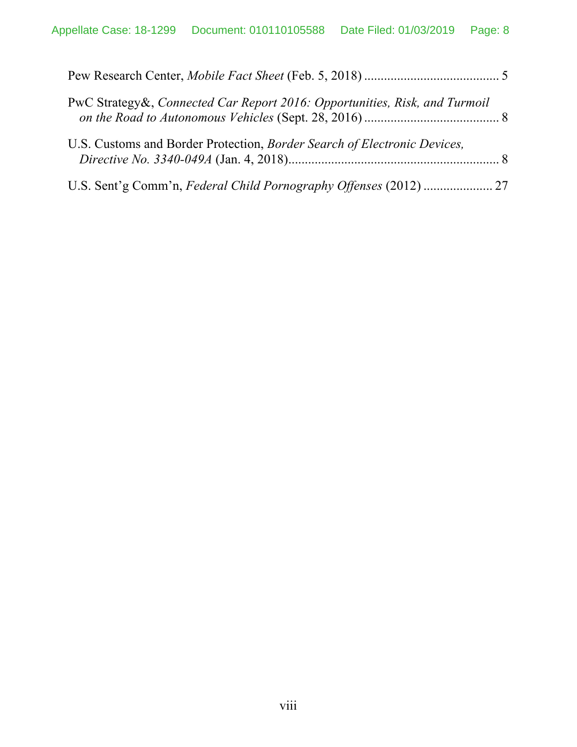Pew Research Center, *Mobile Fact Sheet* (Feb. 5, 2018) ......................................... 5

PwC Strategy&, *Connected Car Report 2016: Opportunities, Risk, and Turmoil on the Road to Autonomous Vehicles* (Sept. 28, 2016) ......................................... 8

U.S. Customs and Border Protection, *Border Search of Electronic Devices, Directive No. 3340-049A* (Jan. 4, 2018)................................................................ 8

U.S. Sent'g Comm'n, *Federal Child Pornography Offenses* (2012) ..................... 27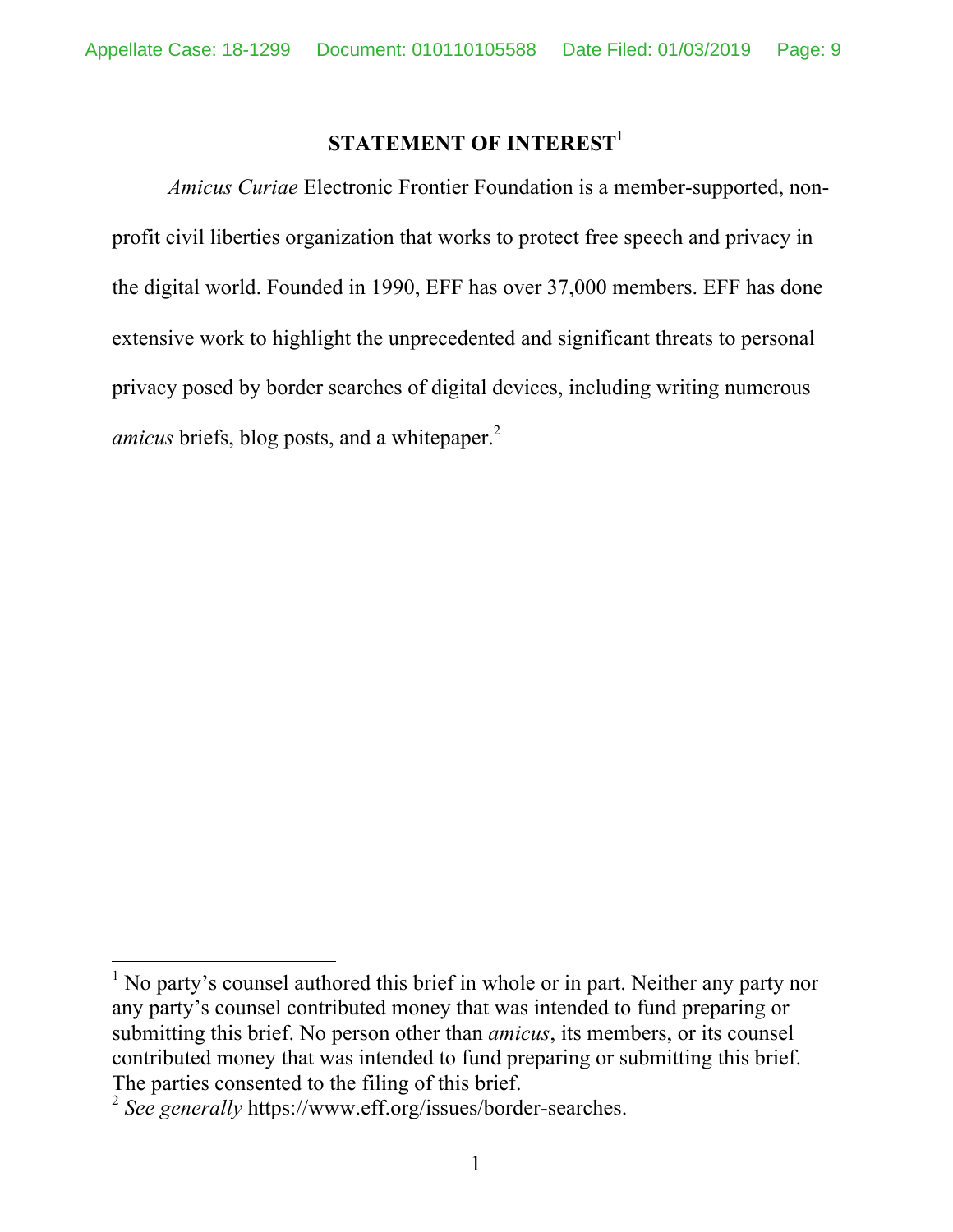## STATEMENT OF INTEREST[1]

*Amicus Curiae* Electronic Frontier Foundation is a member-supported, non-profit civil liberties organization that works to protect free speech and privacy in the digital world. Founded in 1990, EFF has over 37,000 members. EFF has done extensive work to highlight the unprecedented and significant threats to personal privacy posed by border searches of digital devices, including writing numerous *amicus* briefs, blog posts, and a whitepaper.[2]

---

[1] No party's counsel authored this brief in whole or in part. Neither any party nor any party's counsel contributed money that was intended to fund preparing or submitting this brief. No person other than *amicus*, its members, or its counsel contributed money that was intended to fund preparing or submitting this brief. The parties consented to the filing of this brief.

[2] *See generally* https://www.eff.org/issues/border-searches.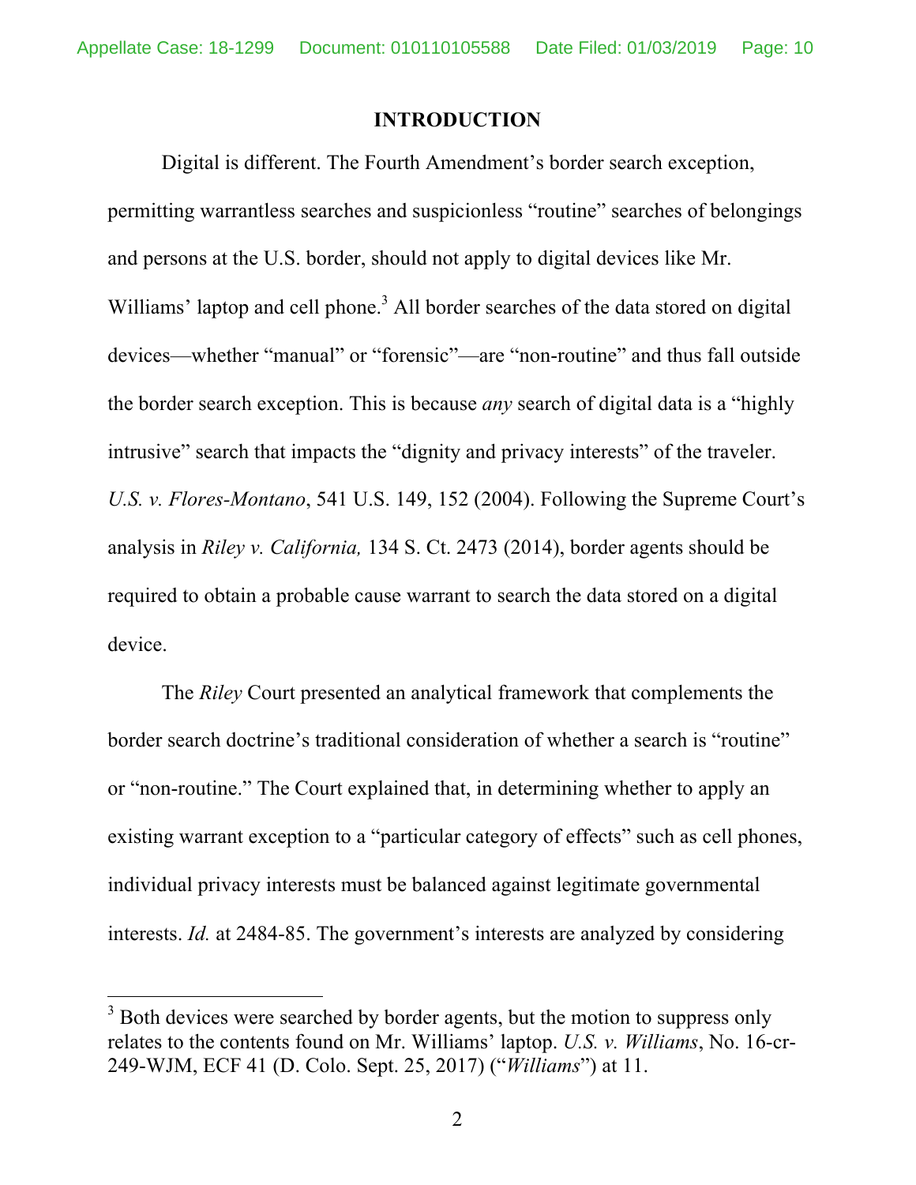## INTRODUCTION

Digital is different. The Fourth Amendment's border search exception, permitting warrantless searches and suspicionless "routine" searches of belongings and persons at the U.S. border, should not apply to digital devices like Mr. Williams' laptop and cell phone.[3] All border searches of the data stored on digital devices—whether "manual" or "forensic"—are "non-routine" and thus fall outside the border search exception. This is because *any* search of digital data is a "highly intrusive" search that impacts the "dignity and privacy interests" of the traveler. *U.S. v. Flores-Montano*, 541 U.S. 149, 152 (2004). Following the Supreme Court's analysis in *Riley v. California,* 134 S. Ct. 2473 (2014), border agents should be required to obtain a probable cause warrant to search the data stored on a digital device.

The *Riley* Court presented an analytical framework that complements the border search doctrine's traditional consideration of whether a search is "routine" or "non-routine." The Court explained that, in determining whether to apply an existing warrant exception to a "particular category of effects" such as cell phones, individual privacy interests must be balanced against legitimate governmental interests. *Id.* at 2484-85. The government's interests are analyzed by considering

[3] Both devices were searched by border agents, but the motion to suppress only relates to the contents found on Mr. Williams' laptop. *U.S. v. Williams*, No. 16-cr-249-WJM, ECF 41 (D. Colo. Sept. 25, 2017) ("*Williams*") at 11.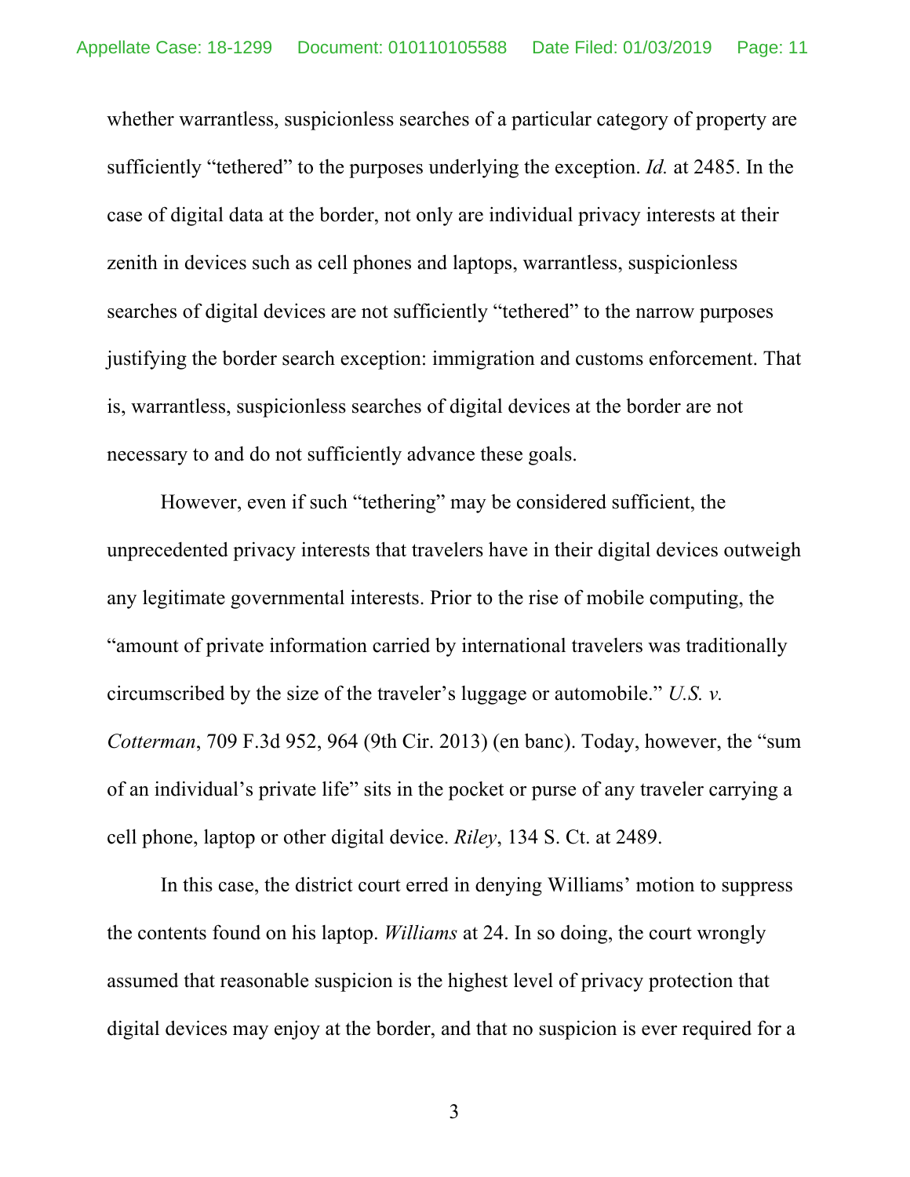whether warrantless, suspicionless searches of a particular category of property are sufficiently "tethered" to the purposes underlying the exception. *Id.* at 2485. In the case of digital data at the border, not only are individual privacy interests at their zenith in devices such as cell phones and laptops, warrantless, suspicionless searches of digital devices are not sufficiently "tethered" to the narrow purposes justifying the border search exception: immigration and customs enforcement. That is, warrantless, suspicionless searches of digital devices at the border are not necessary to and do not sufficiently advance these goals.

However, even if such "tethering" may be considered sufficient, the unprecedented privacy interests that travelers have in their digital devices outweigh any legitimate governmental interests. Prior to the rise of mobile computing, the "amount of private information carried by international travelers was traditionally circumscribed by the size of the traveler's luggage or automobile." *U.S. v. Cotterman*, 709 F.3d 952, 964 (9th Cir. 2013) (en banc). Today, however, the "sum of an individual's private life" sits in the pocket or purse of any traveler carrying a cell phone, laptop or other digital device. *Riley*, 134 S. Ct. at 2489.

In this case, the district court erred in denying Williams' motion to suppress the contents found on his laptop. *Williams* at 24. In so doing, the court wrongly assumed that reasonable suspicion is the highest level of privacy protection that digital devices may enjoy at the border, and that no suspicion is ever required for a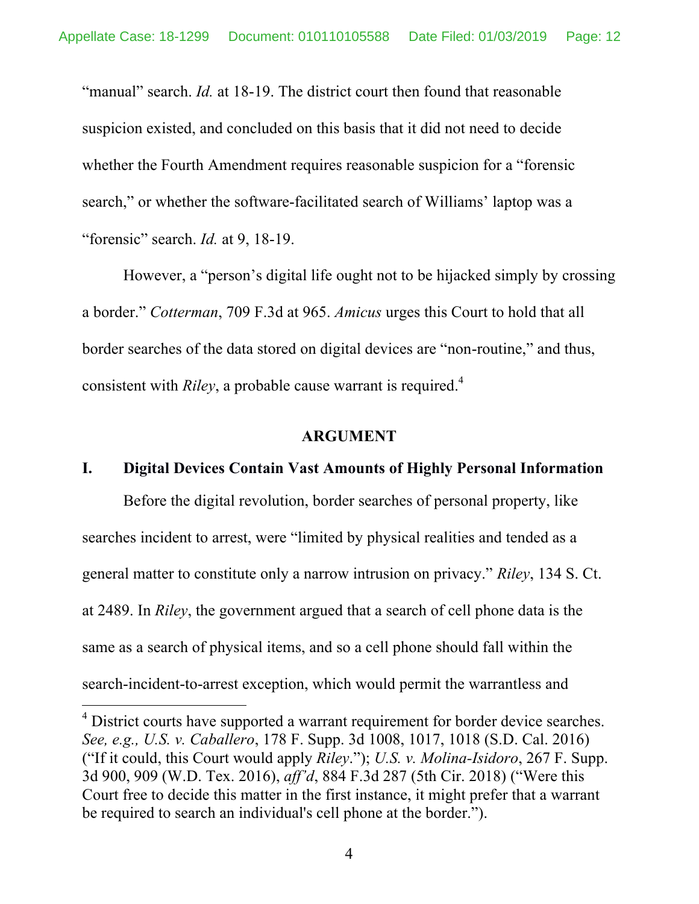"manual" search. *Id.* at 18-19. The district court then found that reasonable suspicion existed, and concluded on this basis that it did not need to decide whether the Fourth Amendment requires reasonable suspicion for a "forensic search," or whether the software-facilitated search of Williams' laptop was a "forensic" search. *Id.* at 9, 18-19.

However, a "person's digital life ought not to be hijacked simply by crossing a border." *Cotterman*, 709 F.3d at 965. *Amicus* urges this Court to hold that all border searches of the data stored on digital devices are "non-routine," and thus, consistent with *Riley*, a probable cause warrant is required.[4]

## ARGUMENT

### I. Digital Devices Contain Vast Amounts of Highly Personal Information

Before the digital revolution, border searches of personal property, like searches incident to arrest, were "limited by physical realities and tended as a general matter to constitute only a narrow intrusion on privacy." *Riley*, 134 S. Ct. at 2489. In *Riley*, the government argued that a search of cell phone data is the same as a search of physical items, and so a cell phone should fall within the search-incident-to-arrest exception, which would permit the warrantless and

---

[4] District courts have supported a warrant requirement for border device searches. *See, e.g., U.S. v. Caballero*, 178 F. Supp. 3d 1008, 1017, 1018 (S.D. Cal. 2016) ("If it could, this Court would apply *Riley*."); *U.S. v. Molina-Isidoro*, 267 F. Supp. 3d 900, 909 (W.D. Tex. 2016), *aff'd*, 884 F.3d 287 (5th Cir. 2018) ("Were this Court free to decide this matter in the first instance, it might prefer that a warrant be required to search an individual's cell phone at the border.").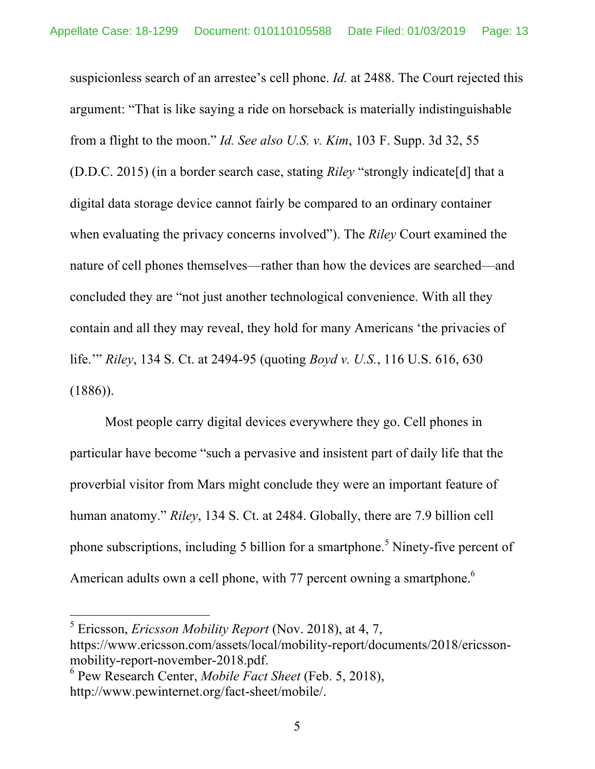suspicionless search of an arrestee's cell phone. *Id.* at 2488. The Court rejected this argument: "That is like saying a ride on horseback is materially indistinguishable from a flight to the moon." *Id. See also U.S. v. Kim*, 103 F. Supp. 3d 32, 55 (D.D.C. 2015) (in a border search case, stating *Riley* "strongly indicate[d] that a digital data storage device cannot fairly be compared to an ordinary container when evaluating the privacy concerns involved"). The *Riley* Court examined the nature of cell phones themselves—rather than how the devices are searched—and concluded they are "not just another technological convenience. With all they contain and all they may reveal, they hold for many Americans 'the privacies of life.'" *Riley*, 134 S. Ct. at 2494-95 (quoting *Boyd v. U.S.*, 116 U.S. 616, 630 (1886)).

Most people carry digital devices everywhere they go. Cell phones in particular have become "such a pervasive and insistent part of daily life that the proverbial visitor from Mars might conclude they were an important feature of human anatomy." *Riley*, 134 S. Ct. at 2484. Globally, there are 7.9 billion cell phone subscriptions, including 5 billion for a smartphone.[5] Ninety-five percent of American adults own a cell phone, with 77 percent owning a smartphone.[6]

---

[5] Ericsson, *Ericsson Mobility Report* (Nov. 2018), at 4, 7, https://www.ericsson.com/assets/local/mobility-report/documents/2018/ericsson-mobility-report-november-2018.pdf.

[6] Pew Research Center, *Mobile Fact Sheet* (Feb. 5, 2018), http://www.pewinternet.org/fact-sheet/mobile/.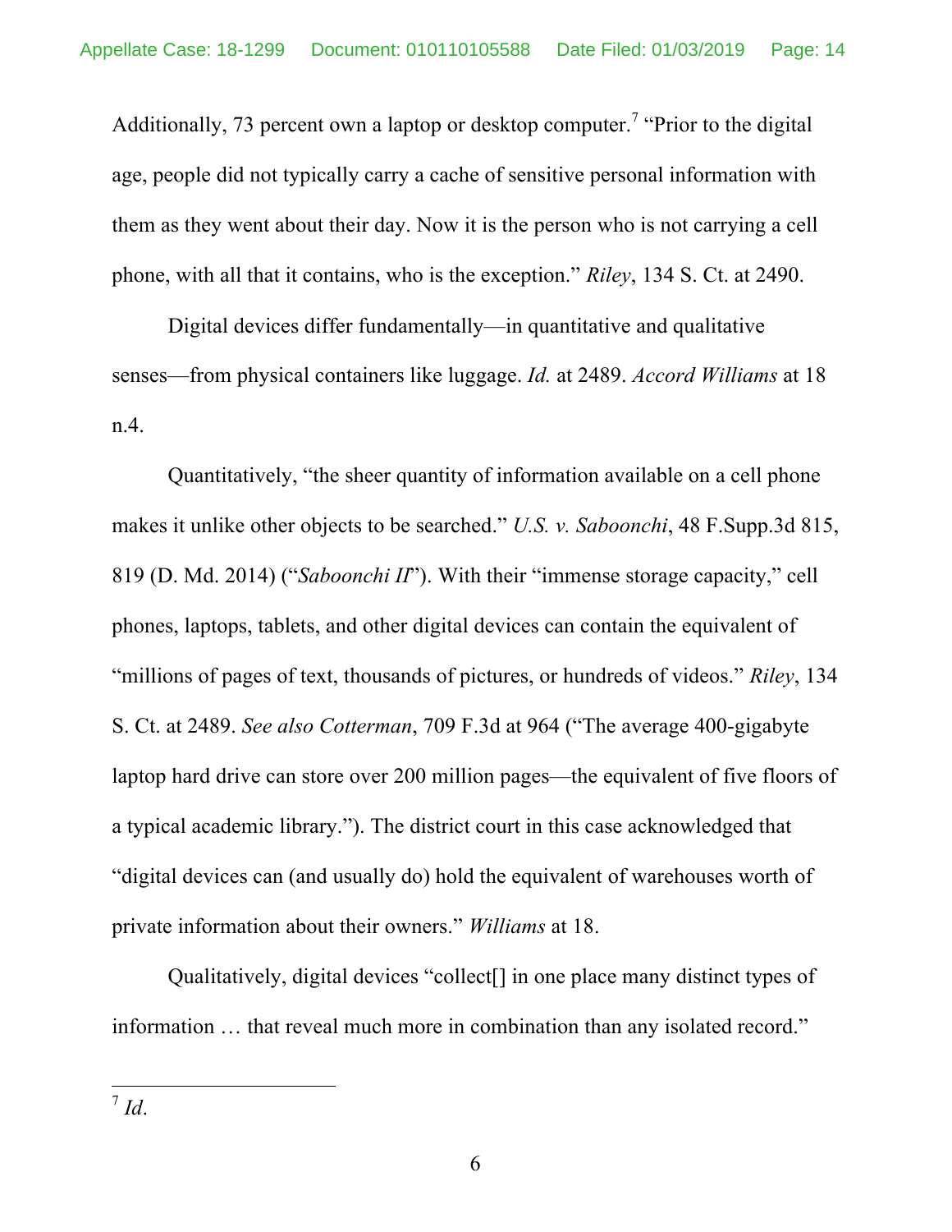Additionally, 73 percent own a laptop or desktop computer.[7] "Prior to the digital age, people did not typically carry a cache of sensitive personal information with them as they went about their day. Now it is the person who is not carrying a cell phone, with all that it contains, who is the exception." *Riley*, 134 S. Ct. at 2490.

Digital devices differ fundamentally—in quantitative and qualitative senses—from physical containers like luggage. *Id.* at 2489. *Accord Williams* at 18 n.4.

Quantitatively, "the sheer quantity of information available on a cell phone makes it unlike other objects to be searched." *U.S. v. Saboonchi*, 48 F.Supp.3d 815, 819 (D. Md. 2014) ("*Saboonchi II*"). With their "immense storage capacity," cell phones, laptops, tablets, and other digital devices can contain the equivalent of "millions of pages of text, thousands of pictures, or hundreds of videos." *Riley*, 134 S. Ct. at 2489. *See also Cotterman*, 709 F.3d at 964 ("The average 400-gigabyte laptop hard drive can store over 200 million pages—the equivalent of five floors of a typical academic library."). The district court in this case acknowledged that "digital devices can (and usually do) hold the equivalent of warehouses worth of private information about their owners." *Williams* at 18.

Qualitatively, digital devices "collect[] in one place many distinct types of information … that reveal much more in combination than any isolated record."

---

[7] *Id*.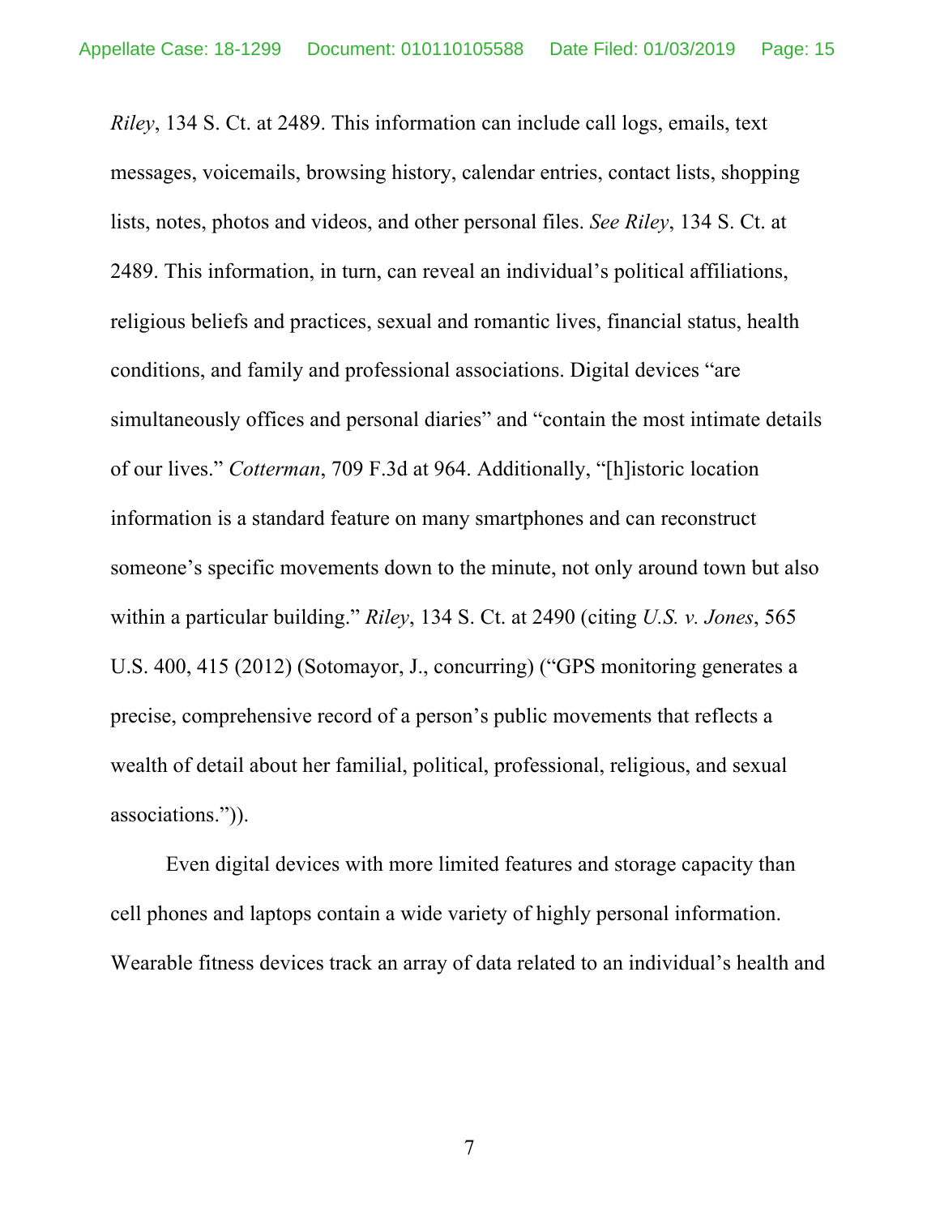*Riley*, 134 S. Ct. at 2489. This information can include call logs, emails, text messages, voicemails, browsing history, calendar entries, contact lists, shopping lists, notes, photos and videos, and other personal files. *See Riley*, 134 S. Ct. at 2489. This information, in turn, can reveal an individual's political affiliations, religious beliefs and practices, sexual and romantic lives, financial status, health conditions, and family and professional associations. Digital devices "are simultaneously offices and personal diaries" and "contain the most intimate details of our lives." *Cotterman*, 709 F.3d at 964. Additionally, "[h]istoric location information is a standard feature on many smartphones and can reconstruct someone's specific movements down to the minute, not only around town but also within a particular building." *Riley*, 134 S. Ct. at 2490 (citing *U.S. v. Jones*, 565 U.S. 400, 415 (2012) (Sotomayor, J., concurring) ("GPS monitoring generates a precise, comprehensive record of a person's public movements that reflects a wealth of detail about her familial, political, professional, religious, and sexual associations.")).

Even digital devices with more limited features and storage capacity than cell phones and laptops contain a wide variety of highly personal information. Wearable fitness devices track an array of data related to an individual's health and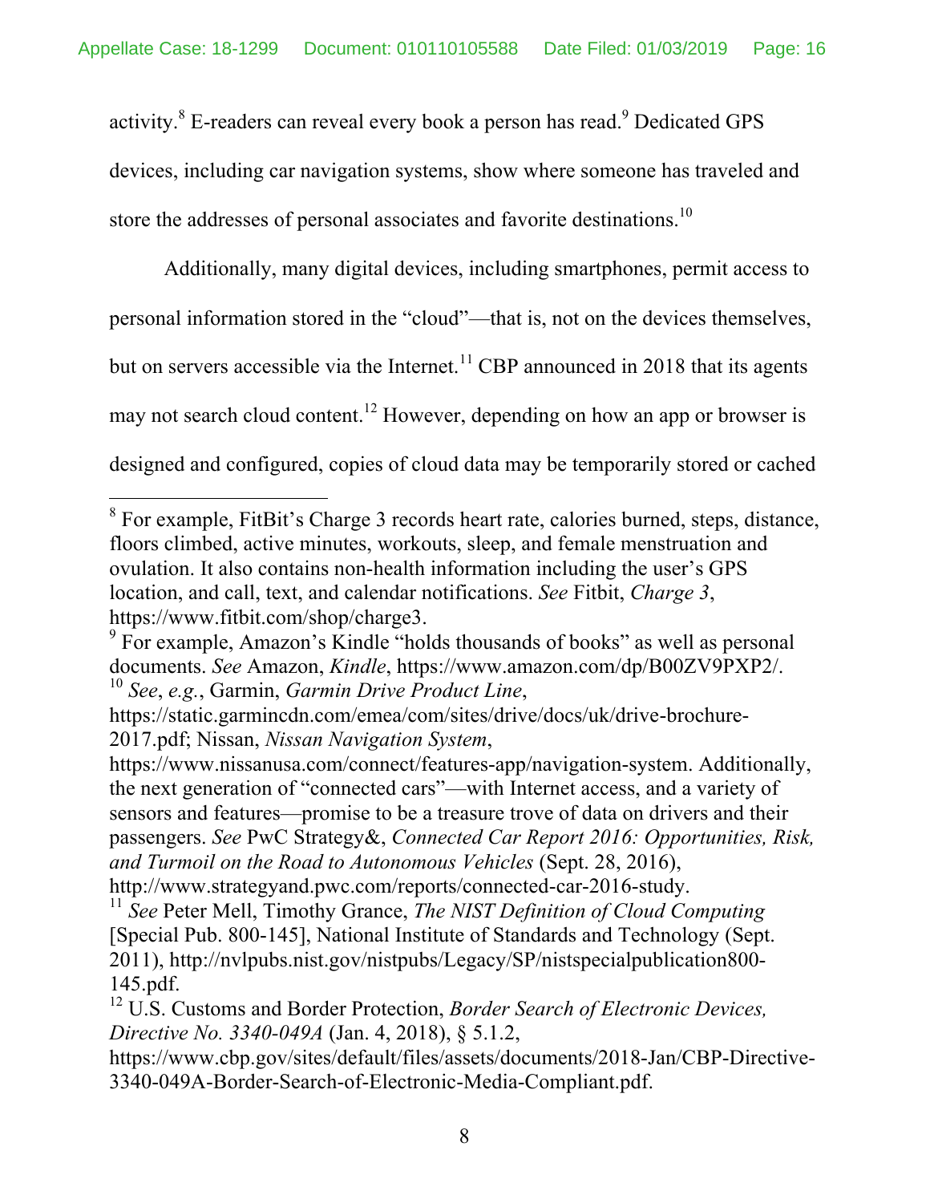activity.[8] E-readers can reveal every book a person has read.[9] Dedicated GPS devices, including car navigation systems, show where someone has traveled and store the addresses of personal associates and favorite destinations.[10]

Additionally, many digital devices, including smartphones, permit access to personal information stored in the "cloud"—that is, not on the devices themselves, but on servers accessible via the Internet.[11] CBP announced in 2018 that its agents may not search cloud content.[12] However, depending on how an app or browser is designed and configured, copies of cloud data may be temporarily stored or cached

---

[8] For example, FitBit's Charge 3 records heart rate, calories burned, steps, distance, floors climbed, active minutes, workouts, sleep, and female menstruation and ovulation. It also contains non-health information including the user's GPS location, and call, text, and calendar notifications. *See* Fitbit, *Charge 3*, https://www.fitbit.com/shop/charge3.

[9] For example, Amazon's Kindle "holds thousands of books" as well as personal documents. *See* Amazon, *Kindle*, https://www.amazon.com/dp/B00ZV9PXP2/.

[10] *See*, *e.g.*, Garmin, *Garmin Drive Product Line*, https://static.garmincdn.com/emea/com/sites/drive/docs/uk/drive-brochure-2017.pdf; Nissan, *Nissan Navigation System*, https://www.nissanusa.com/connect/features-app/navigation-system. Additionally, the next generation of "connected cars"—with Internet access, and a variety of sensors and features—promise to be a treasure trove of data on drivers and their passengers. *See* PwC Strategy&, *Connected Car Report 2016: Opportunities, Risk, and Turmoil on the Road to Autonomous Vehicles* (Sept. 28, 2016), http://www.strategyand.pwc.com/reports/connected-car-2016-study.

[11] *See* Peter Mell, Timothy Grance, *The NIST Definition of Cloud Computing* [Special Pub. 800-145], National Institute of Standards and Technology (Sept. 2011), http://nvlpubs.nist.gov/nistpubs/Legacy/SP/nistspecialpublication800-145.pdf.

[12] U.S. Customs and Border Protection, *Border Search of Electronic Devices, Directive No. 3340-049A* (Jan. 4, 2018), § 5.1.2, https://www.cbp.gov/sites/default/files/assets/documents/2018-Jan/CBP-Directive-3340-049A-Border-Search-of-Electronic-Media-Compliant.pdf.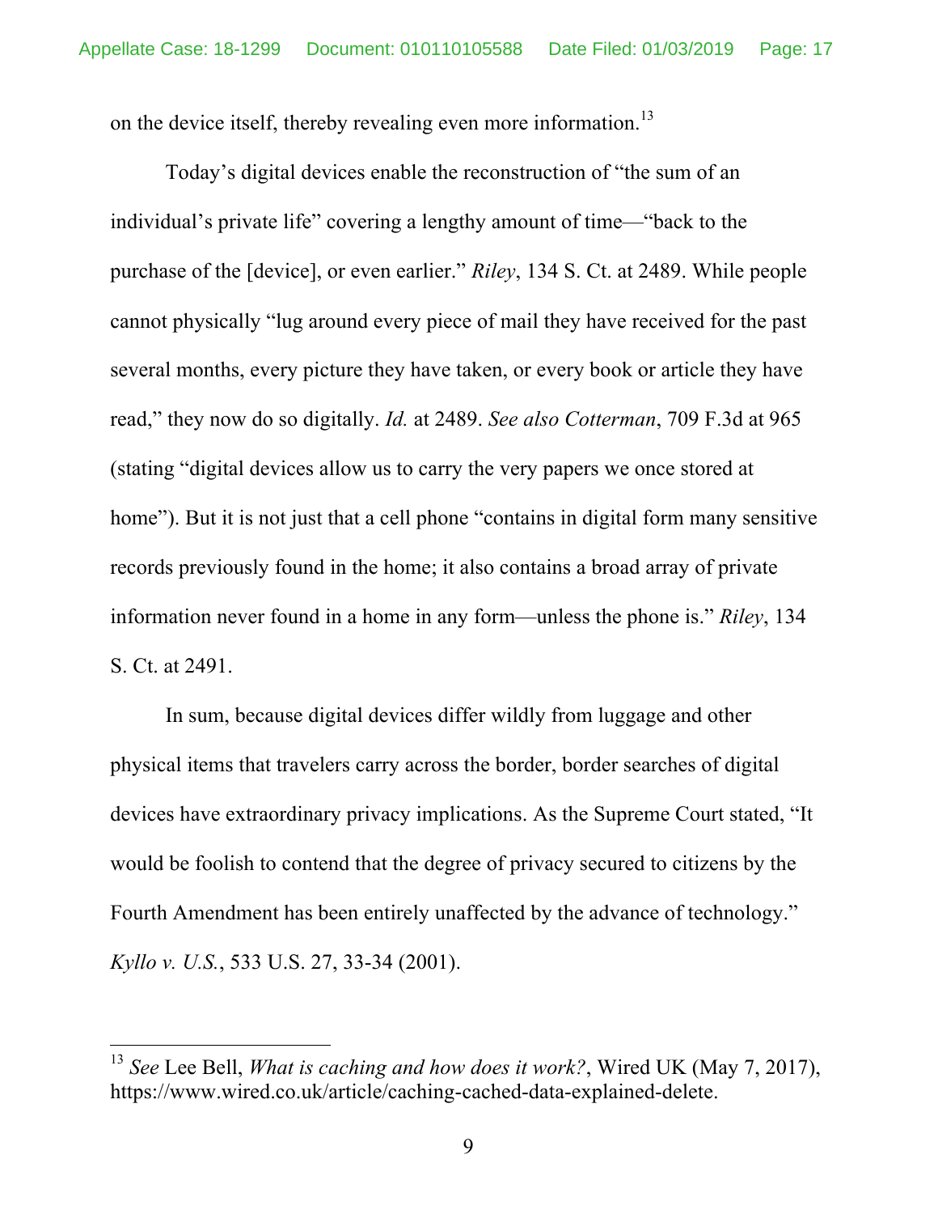on the device itself, thereby revealing even more information.[13]

Today's digital devices enable the reconstruction of "the sum of an individual's private life" covering a lengthy amount of time—"back to the purchase of the [device], or even earlier." *Riley*, 134 S. Ct. at 2489. While people cannot physically "lug around every piece of mail they have received for the past several months, every picture they have taken, or every book or article they have read," they now do so digitally. *Id.* at 2489. *See also Cotterman*, 709 F.3d at 965 (stating "digital devices allow us to carry the very papers we once stored at home"). But it is not just that a cell phone "contains in digital form many sensitive records previously found in the home; it also contains a broad array of private information never found in a home in any form—unless the phone is." *Riley*, 134 S. Ct. at 2491.

In sum, because digital devices differ wildly from luggage and other physical items that travelers carry across the border, border searches of digital devices have extraordinary privacy implications. As the Supreme Court stated, "It would be foolish to contend that the degree of privacy secured to citizens by the Fourth Amendment has been entirely unaffected by the advance of technology." *Kyllo v. U.S.*, 533 U.S. 27, 33-34 (2001).

---

[13] *See* Lee Bell, *What is caching and how does it work?*, Wired UK (May 7, 2017), https://www.wired.co.uk/article/caching-cached-data-explained-delete.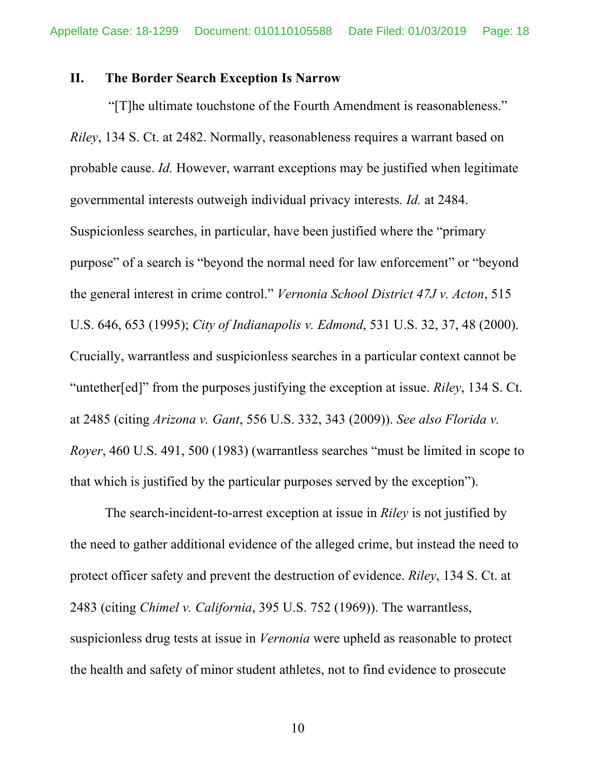## II. The Border Search Exception Is Narrow

"[T]he ultimate touchstone of the Fourth Amendment is reasonableness." *Riley*, 134 S. Ct. at 2482. Normally, reasonableness requires a warrant based on probable cause. *Id.* However, warrant exceptions may be justified when legitimate governmental interests outweigh individual privacy interests. *Id.* at 2484. Suspicionless searches, in particular, have been justified where the "primary purpose" of a search is "beyond the normal need for law enforcement" or "beyond the general interest in crime control." *Vernonia School District 47J v. Acton*, 515 U.S. 646, 653 (1995); *City of Indianapolis v. Edmond*, 531 U.S. 32, 37, 48 (2000). Crucially, warrantless and suspicionless searches in a particular context cannot be "untether[ed]" from the purposes justifying the exception at issue. *Riley*, 134 S. Ct. at 2485 (citing *Arizona v. Gant*, 556 U.S. 332, 343 (2009)). *See also Florida v. Royer*, 460 U.S. 491, 500 (1983) (warrantless searches "must be limited in scope to that which is justified by the particular purposes served by the exception").

The search-incident-to-arrest exception at issue in *Riley* is not justified by the need to gather additional evidence of the alleged crime, but instead the need to protect officer safety and prevent the destruction of evidence. *Riley*, 134 S. Ct. at 2483 (citing *Chimel v. California*, 395 U.S. 752 (1969)). The warrantless, suspicionless drug tests at issue in *Vernonia* were upheld as reasonable to protect the health and safety of minor student athletes, not to find evidence to prosecute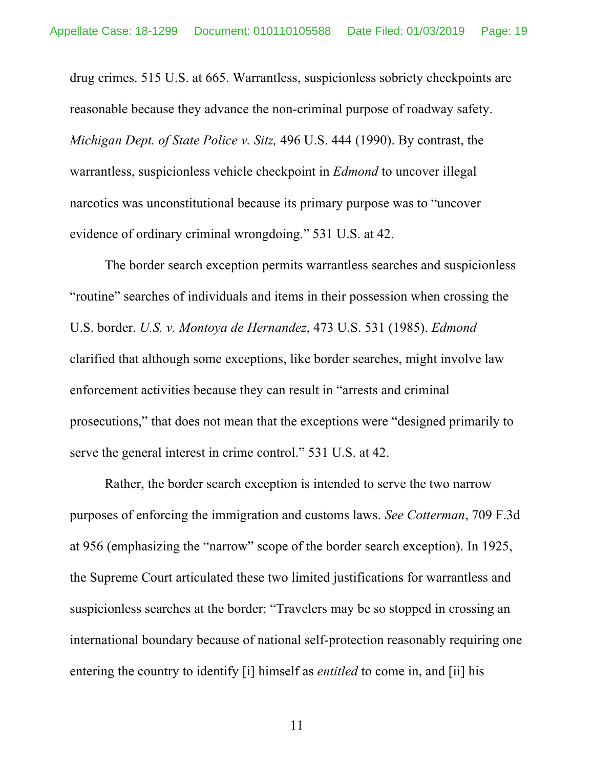drug crimes. 515 U.S. at 665. Warrantless, suspicionless sobriety checkpoints are reasonable because they advance the non-criminal purpose of roadway safety. *Michigan Dept. of State Police v. Sitz,* 496 U.S. 444 (1990). By contrast, the warrantless, suspicionless vehicle checkpoint in *Edmond* to uncover illegal narcotics was unconstitutional because its primary purpose was to "uncover evidence of ordinary criminal wrongdoing." 531 U.S. at 42.

The border search exception permits warrantless searches and suspicionless "routine" searches of individuals and items in their possession when crossing the U.S. border. *U.S. v. Montoya de Hernandez*, 473 U.S. 531 (1985). *Edmond* clarified that although some exceptions, like border searches, might involve law enforcement activities because they can result in "arrests and criminal prosecutions," that does not mean that the exceptions were "designed primarily to serve the general interest in crime control." 531 U.S. at 42.

Rather, the border search exception is intended to serve the two narrow purposes of enforcing the immigration and customs laws. *See Cotterman*, 709 F.3d at 956 (emphasizing the "narrow" scope of the border search exception). In 1925, the Supreme Court articulated these two limited justifications for warrantless and suspicionless searches at the border: "Travelers may be so stopped in crossing an international boundary because of national self-protection reasonably requiring one entering the country to identify [i] himself as *entitled* to come in, and [ii] his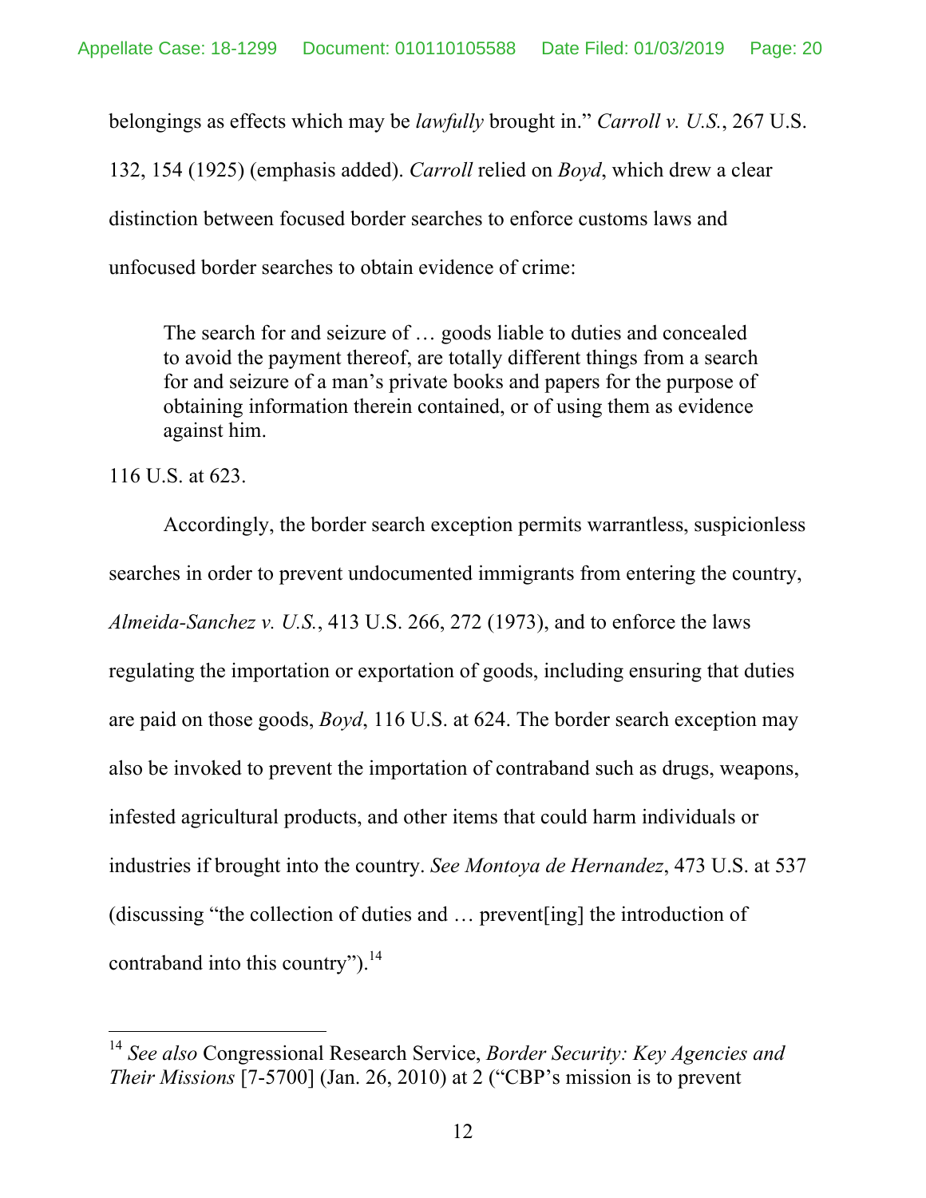belongings as effects which may be *lawfully* brought in." *Carroll v. U.S.*, 267 U.S. 132, 154 (1925) (emphasis added). *Carroll* relied on *Boyd*, which drew a clear distinction between focused border searches to enforce customs laws and unfocused border searches to obtain evidence of crime:

> The search for and seizure of … goods liable to duties and concealed to avoid the payment thereof, are totally different things from a search for and seizure of a man's private books and papers for the purpose of obtaining information therein contained, or of using them as evidence against him.

116 U.S. at 623.

Accordingly, the border search exception permits warrantless, suspicionless searches in order to prevent undocumented immigrants from entering the country, *Almeida-Sanchez v. U.S.*, 413 U.S. 266, 272 (1973), and to enforce the laws regulating the importation or exportation of goods, including ensuring that duties are paid on those goods, *Boyd*, 116 U.S. at 624. The border search exception may also be invoked to prevent the importation of contraband such as drugs, weapons, infested agricultural products, and other items that could harm individuals or industries if brought into the country. *See Montoya de Hernandez*, 473 U.S. at 537 (discussing "the collection of duties and … prevent[ing] the introduction of contraband into this country").[14]

---

[14] *See also* Congressional Research Service, *Border Security: Key Agencies and Their Missions* [7-5700] (Jan. 26, 2010) at 2 ("CBP's mission is to prevent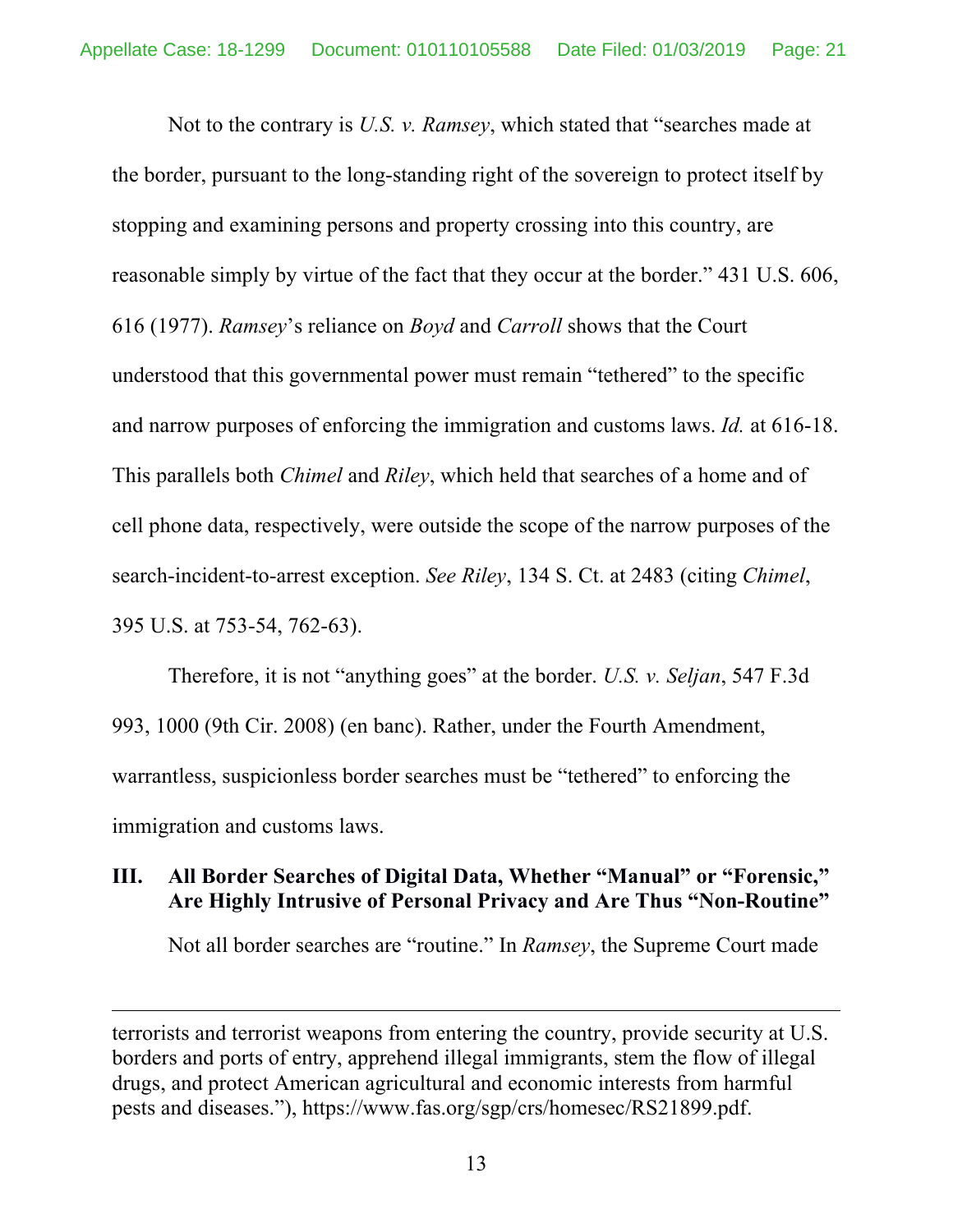Not to the contrary is *U.S. v. Ramsey*, which stated that "searches made at the border, pursuant to the long-standing right of the sovereign to protect itself by stopping and examining persons and property crossing into this country, are reasonable simply by virtue of the fact that they occur at the border." 431 U.S. 606, 616 (1977). *Ramsey*'s reliance on *Boyd* and *Carroll* shows that the Court understood that this governmental power must remain "tethered" to the specific and narrow purposes of enforcing the immigration and customs laws. *Id.* at 616-18. This parallels both *Chimel* and *Riley*, which held that searches of a home and of cell phone data, respectively, were outside the scope of the narrow purposes of the search-incident-to-arrest exception. *See Riley*, 134 S. Ct. at 2483 (citing *Chimel*, 395 U.S. at 753-54, 762-63).

Therefore, it is not "anything goes" at the border. *U.S. v. Seljan*, 547 F.3d 993, 1000 (9th Cir. 2008) (en banc). Rather, under the Fourth Amendment, warrantless, suspicionless border searches must be "tethered" to enforcing the immigration and customs laws.

## III. All Border Searches of Digital Data, Whether "Manual" or "Forensic," Are Highly Intrusive of Personal Privacy and Are Thus "Non-Routine"

Not all border searches are "routine." In *Ramsey*, the Supreme Court made

---

terrorists and terrorist weapons from entering the country, provide security at U.S. borders and ports of entry, apprehend illegal immigrants, stem the flow of illegal drugs, and protect American agricultural and economic interests from harmful pests and diseases."), https://www.fas.org/sgp/crs/homesec/RS21899.pdf.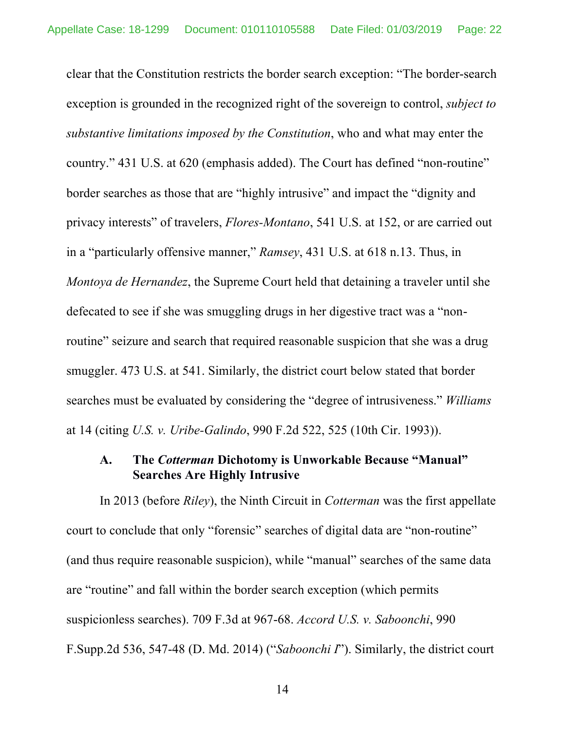clear that the Constitution restricts the border search exception: "The border-search exception is grounded in the recognized right of the sovereign to control, *subject to substantive limitations imposed by the Constitution*, who and what may enter the country." 431 U.S. at 620 (emphasis added). The Court has defined "non-routine" border searches as those that are "highly intrusive" and impact the "dignity and privacy interests" of travelers, *Flores-Montano*, 541 U.S. at 152, or are carried out in a "particularly offensive manner," *Ramsey*, 431 U.S. at 618 n.13. Thus, in *Montoya de Hernandez*, the Supreme Court held that detaining a traveler until she defecated to see if she was smuggling drugs in her digestive tract was a "non-routine" seizure and search that required reasonable suspicion that she was a drug smuggler. 473 U.S. at 541. Similarly, the district court below stated that border searches must be evaluated by considering the "degree of intrusiveness." *Williams* at 14 (citing *U.S. v. Uribe-Galindo*, 990 F.2d 522, 525 (10th Cir. 1993)).

### A. The *Cotterman* Dichotomy is Unworkable Because "Manual" Searches Are Highly Intrusive

In 2013 (before *Riley*), the Ninth Circuit in *Cotterman* was the first appellate court to conclude that only "forensic" searches of digital data are "non-routine" (and thus require reasonable suspicion), while "manual" searches of the same data are "routine" and fall within the border search exception (which permits suspicionless searches). 709 F.3d at 967-68. *Accord U.S. v. Saboonchi*, 990 F.Supp.2d 536, 547-48 (D. Md. 2014) ("*Saboonchi I*"). Similarly, the district court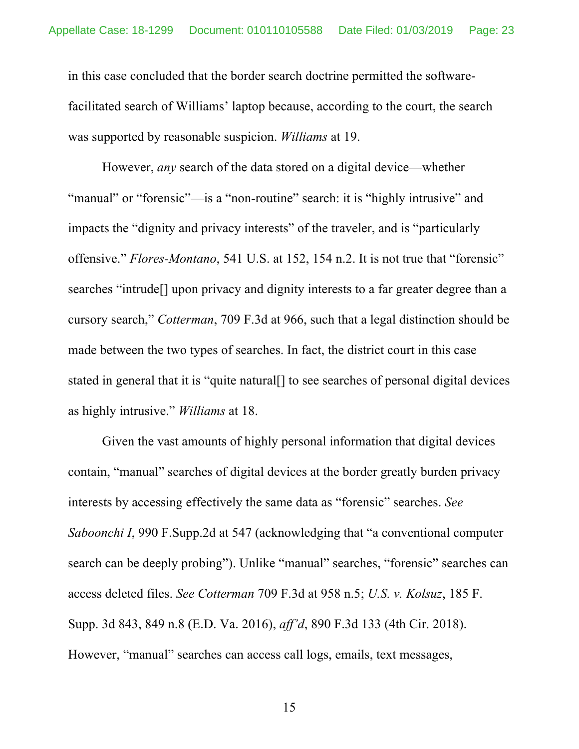in this case concluded that the border search doctrine permitted the software-facilitated search of Williams' laptop because, according to the court, the search was supported by reasonable suspicion. *Williams* at 19.

However, *any* search of the data stored on a digital device—whether "manual" or "forensic"—is a "non-routine" search: it is "highly intrusive" and impacts the "dignity and privacy interests" of the traveler, and is "particularly offensive." *Flores-Montano*, 541 U.S. at 152, 154 n.2. It is not true that "forensic" searches "intrude[] upon privacy and dignity interests to a far greater degree than a cursory search," *Cotterman*, 709 F.3d at 966, such that a legal distinction should be made between the two types of searches. In fact, the district court in this case stated in general that it is "quite natural[] to see searches of personal digital devices as highly intrusive." *Williams* at 18.

Given the vast amounts of highly personal information that digital devices contain, "manual" searches of digital devices at the border greatly burden privacy interests by accessing effectively the same data as "forensic" searches. *See Saboonchi I*, 990 F.Supp.2d at 547 (acknowledging that "a conventional computer search can be deeply probing"). Unlike "manual" searches, "forensic" searches can access deleted files. *See Cotterman* 709 F.3d at 958 n.5; *U.S. v. Kolsuz*, 185 F. Supp. 3d 843, 849 n.8 (E.D. Va. 2016), *aff'd*, 890 F.3d 133 (4th Cir. 2018). However, "manual" searches can access call logs, emails, text messages,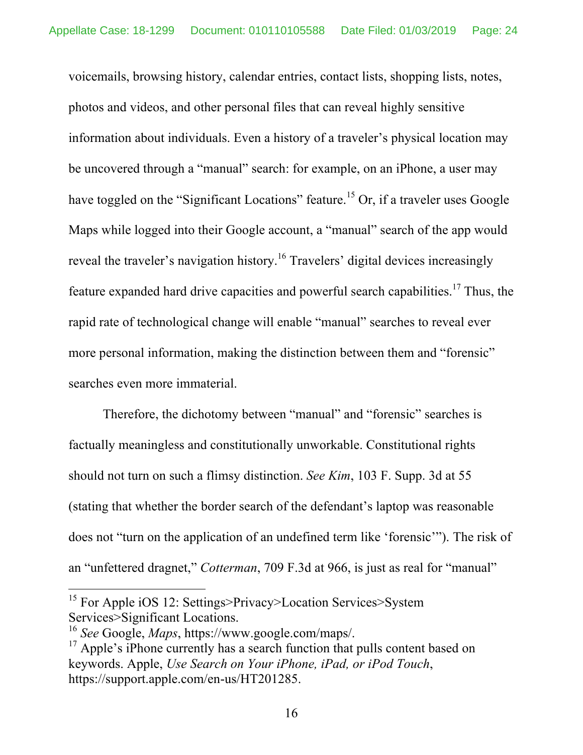voicemails, browsing history, calendar entries, contact lists, shopping lists, notes, photos and videos, and other personal files that can reveal highly sensitive information about individuals. Even a history of a traveler's physical location may be uncovered through a "manual" search: for example, on an iPhone, a user may have toggled on the "Significant Locations" feature.[15] Or, if a traveler uses Google Maps while logged into their Google account, a "manual" search of the app would reveal the traveler's navigation history.[16] Travelers' digital devices increasingly feature expanded hard drive capacities and powerful search capabilities.[17] Thus, the rapid rate of technological change will enable "manual" searches to reveal ever more personal information, making the distinction between them and "forensic" searches even more immaterial.

Therefore, the dichotomy between "manual" and "forensic" searches is factually meaningless and constitutionally unworkable. Constitutional rights should not turn on such a flimsy distinction. *See Kim*, 103 F. Supp. 3d at 55 (stating that whether the border search of the defendant's laptop was reasonable does not "turn on the application of an undefined term like 'forensic'"). The risk of an "unfettered dragnet," *Cotterman*, 709 F.3d at 966, is just as real for "manual"

---

[15] For Apple iOS 12: Settings>Privacy>Location Services>System Services>Significant Locations.

[16] *See* Google, *Maps*, https://www.google.com/maps/.

[17] Apple's iPhone currently has a search function that pulls content based on keywords. Apple, *Use Search on Your iPhone, iPad, or iPod Touch*, https://support.apple.com/en-us/HT201285.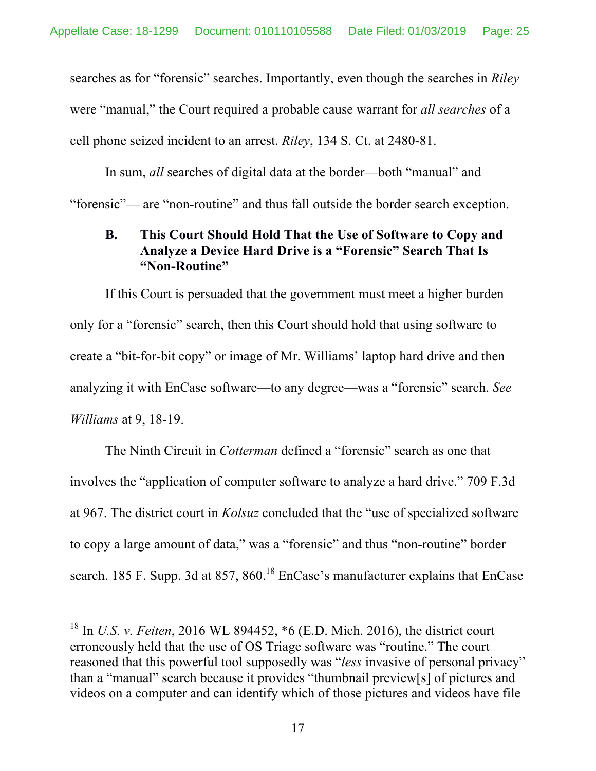searches as for "forensic" searches. Importantly, even though the searches in *Riley* were "manual," the Court required a probable cause warrant for *all searches* of a cell phone seized incident to an arrest. *Riley*, 134 S. Ct. at 2480-81.

In sum, *all* searches of digital data at the border—both "manual" and "forensic"— are "non-routine" and thus fall outside the border search exception.

### B. This Court Should Hold That the Use of Software to Copy and Analyze a Device Hard Drive is a "Forensic" Search That Is "Non-Routine"

If this Court is persuaded that the government must meet a higher burden only for a "forensic" search, then this Court should hold that using software to create a "bit-for-bit copy" or image of Mr. Williams' laptop hard drive and then analyzing it with EnCase software—to any degree—was a "forensic" search. *See Williams* at 9, 18-19.

The Ninth Circuit in *Cotterman* defined a "forensic" search as one that involves the "application of computer software to analyze a hard drive." 709 F.3d at 967. The district court in *Kolsuz* concluded that the "use of specialized software to copy a large amount of data," was a "forensic" and thus "non-routine" border search. 185 F. Supp. 3d at 857, 860.[18] EnCase's manufacturer explains that EnCase

---

[18] In *U.S. v. Feiten*, 2016 WL 894452, *6 (E.D. Mich. 2016), the district court erroneously held that the use of OS Triage software was "routine." The court reasoned that this powerful tool supposedly was "*less* invasive of personal privacy" than a "manual" search because it provides "thumbnail preview[s] of pictures and videos on a computer and can identify which of those pictures and videos have file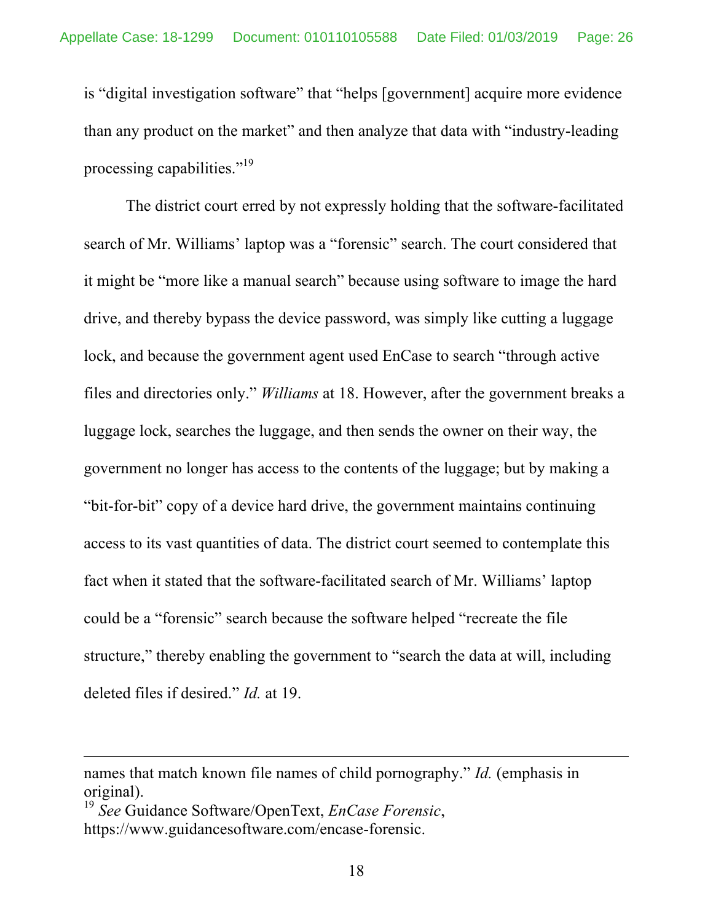is "digital investigation software" that "helps [government] acquire more evidence than any product on the market" and then analyze that data with "industry-leading processing capabilities."[19]

The district court erred by not expressly holding that the software-facilitated search of Mr. Williams' laptop was a "forensic" search. The court considered that it might be "more like a manual search" because using software to image the hard drive, and thereby bypass the device password, was simply like cutting a luggage lock, and because the government agent used EnCase to search "through active files and directories only." *Williams* at 18. However, after the government breaks a luggage lock, searches the luggage, and then sends the owner on their way, the government no longer has access to the contents of the luggage; but by making a "bit-for-bit" copy of a device hard drive, the government maintains continuing access to its vast quantities of data. The district court seemed to contemplate this fact when it stated that the software-facilitated search of Mr. Williams' laptop could be a "forensic" search because the software helped "recreate the file structure," thereby enabling the government to "search the data at will, including deleted files if desired." *Id.* at 19.

---

names that match known file names of child pornography." *Id.* (emphasis in original).

[19] *See* Guidance Software/OpenText, *EnCase Forensic*, https://www.guidancesoftware.com/encase-forensic.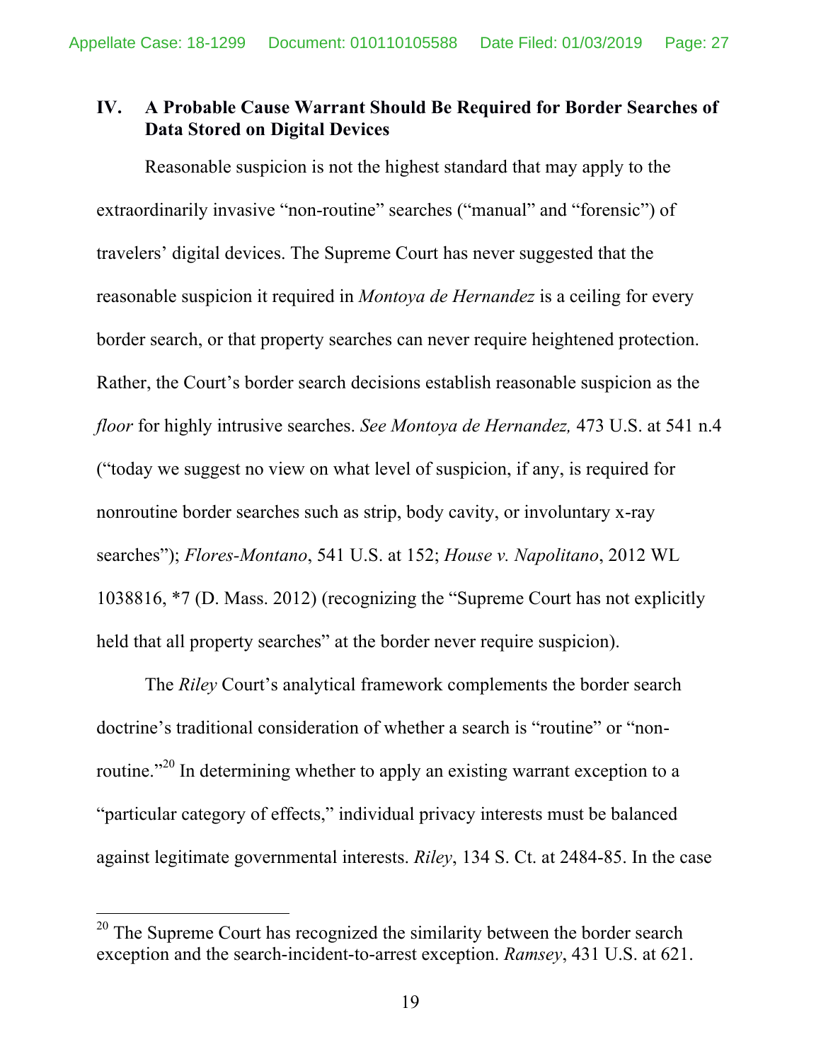## IV. A Probable Cause Warrant Should Be Required for Border Searches of Data Stored on Digital Devices

Reasonable suspicion is not the highest standard that may apply to the extraordinarily invasive "non-routine" searches ("manual" and "forensic") of travelers' digital devices. The Supreme Court has never suggested that the reasonable suspicion it required in *Montoya de Hernandez* is a ceiling for every border search, or that property searches can never require heightened protection. Rather, the Court's border search decisions establish reasonable suspicion as the *floor* for highly intrusive searches. *See Montoya de Hernandez,* 473 U.S. at 541 n.4 ("today we suggest no view on what level of suspicion, if any, is required for nonroutine border searches such as strip, body cavity, or involuntary x-ray searches"); *Flores-Montano*, 541 U.S. at 152; *House v. Napolitano*, 2012 WL 1038816, *7 (D. Mass. 2012) (recognizing the "Supreme Court has not explicitly held that all property searches" at the border never require suspicion).

The *Riley* Court's analytical framework complements the border search doctrine's traditional consideration of whether a search is "routine" or "non-routine."[20] In determining whether to apply an existing warrant exception to a "particular category of effects," individual privacy interests must be balanced against legitimate governmental interests. *Riley*, 134 S. Ct. at 2484-85. In the case

---

[20] The Supreme Court has recognized the similarity between the border search exception and the search-incident-to-arrest exception. *Ramsey*, 431 U.S. at 621.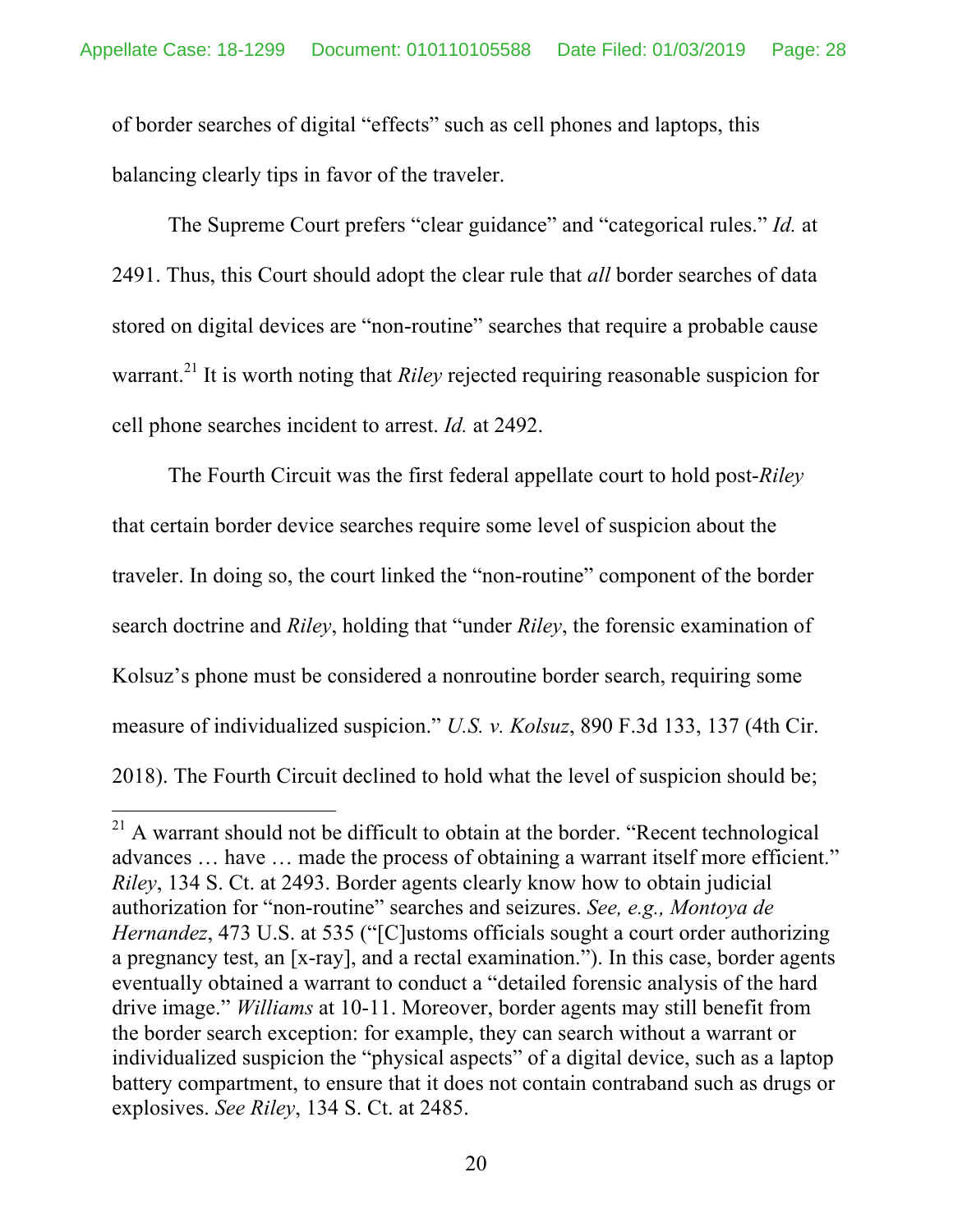of border searches of digital "effects" such as cell phones and laptops, this balancing clearly tips in favor of the traveler.

The Supreme Court prefers "clear guidance" and "categorical rules." *Id.* at 2491. Thus, this Court should adopt the clear rule that *all* border searches of data stored on digital devices are "non-routine" searches that require a probable cause warrant.[21] It is worth noting that *Riley* rejected requiring reasonable suspicion for cell phone searches incident to arrest. *Id.* at 2492.

The Fourth Circuit was the first federal appellate court to hold post-*Riley* that certain border device searches require some level of suspicion about the traveler. In doing so, the court linked the "non-routine" component of the border search doctrine and *Riley*, holding that "under *Riley*, the forensic examination of Kolsuz's phone must be considered a nonroutine border search, requiring some measure of individualized suspicion." *U.S. v. Kolsuz*, 890 F.3d 133, 137 (4th Cir. 2018). The Fourth Circuit declined to hold what the level of suspicion should be;

---

[21] A warrant should not be difficult to obtain at the border. "Recent technological advances … have … made the process of obtaining a warrant itself more efficient." *Riley*, 134 S. Ct. at 2493. Border agents clearly know how to obtain judicial authorization for "non-routine" searches and seizures. *See, e.g., Montoya de Hernandez*, 473 U.S. at 535 ("[C]ustoms officials sought a court order authorizing a pregnancy test, an [x-ray], and a rectal examination."). In this case, border agents eventually obtained a warrant to conduct a "detailed forensic analysis of the hard drive image." *Williams* at 10-11. Moreover, border agents may still benefit from the border search exception: for example, they can search without a warrant or individualized suspicion the "physical aspects" of a digital device, such as a laptop battery compartment, to ensure that it does not contain contraband such as drugs or explosives. *See Riley*, 134 S. Ct. at 2485.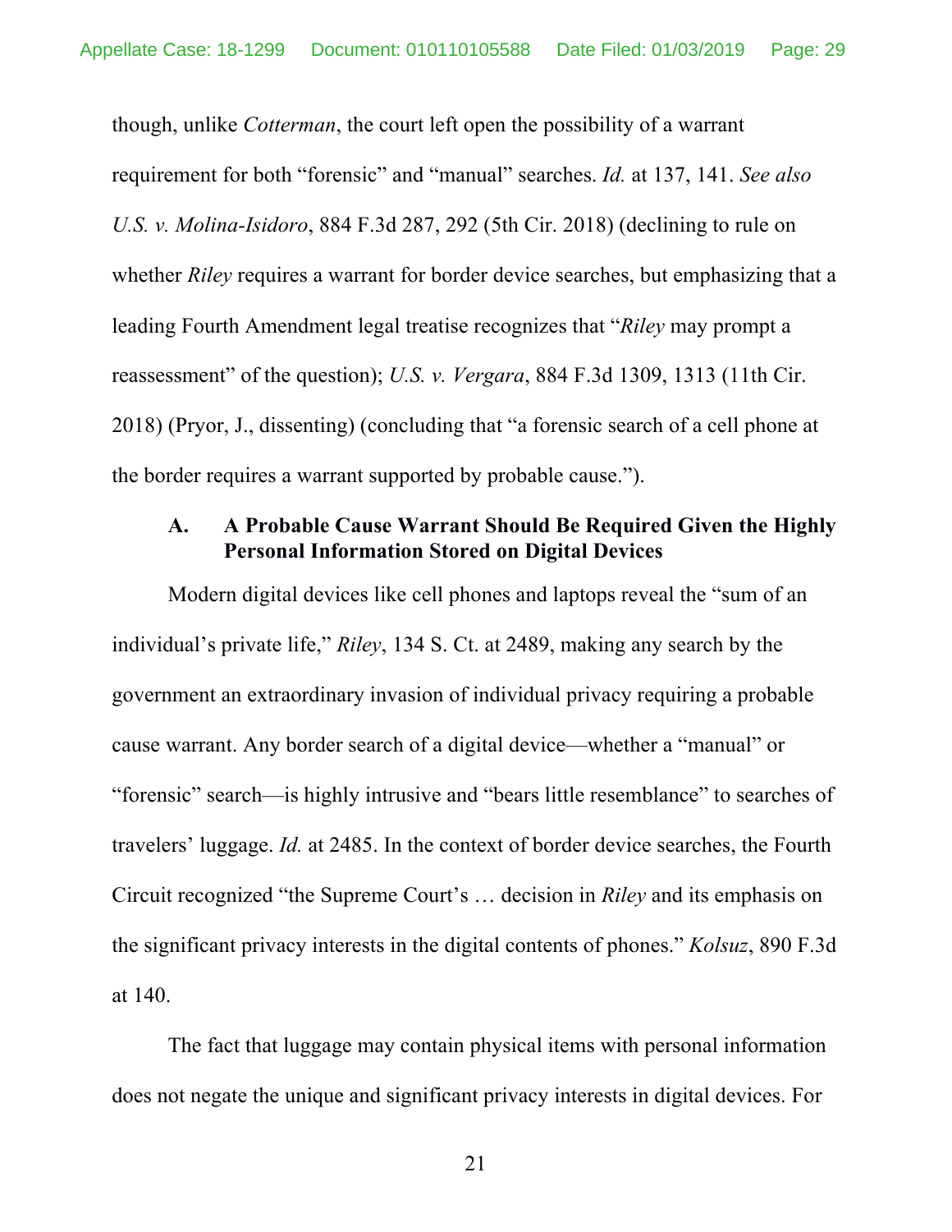though, unlike *Cotterman*, the court left open the possibility of a warrant requirement for both "forensic" and "manual" searches. *Id.* at 137, 141. *See also U.S. v. Molina-Isidoro*, 884 F.3d 287, 292 (5th Cir. 2018) (declining to rule on whether *Riley* requires a warrant for border device searches, but emphasizing that a leading Fourth Amendment legal treatise recognizes that "*Riley* may prompt a reassessment" of the question); *U.S. v. Vergara*, 884 F.3d 1309, 1313 (11th Cir. 2018) (Pryor, J., dissenting) (concluding that "a forensic search of a cell phone at the border requires a warrant supported by probable cause.").

### A. A Probable Cause Warrant Should Be Required Given the Highly Personal Information Stored on Digital Devices

Modern digital devices like cell phones and laptops reveal the "sum of an individual's private life," *Riley*, 134 S. Ct. at 2489, making any search by the government an extraordinary invasion of individual privacy requiring a probable cause warrant. Any border search of a digital device—whether a "manual" or "forensic" search—is highly intrusive and "bears little resemblance" to searches of travelers' luggage. *Id.* at 2485. In the context of border device searches, the Fourth Circuit recognized "the Supreme Court's … decision in *Riley* and its emphasis on the significant privacy interests in the digital contents of phones." *Kolsuz*, 890 F.3d at 140.

The fact that luggage may contain physical items with personal information does not negate the unique and significant privacy interests in digital devices. For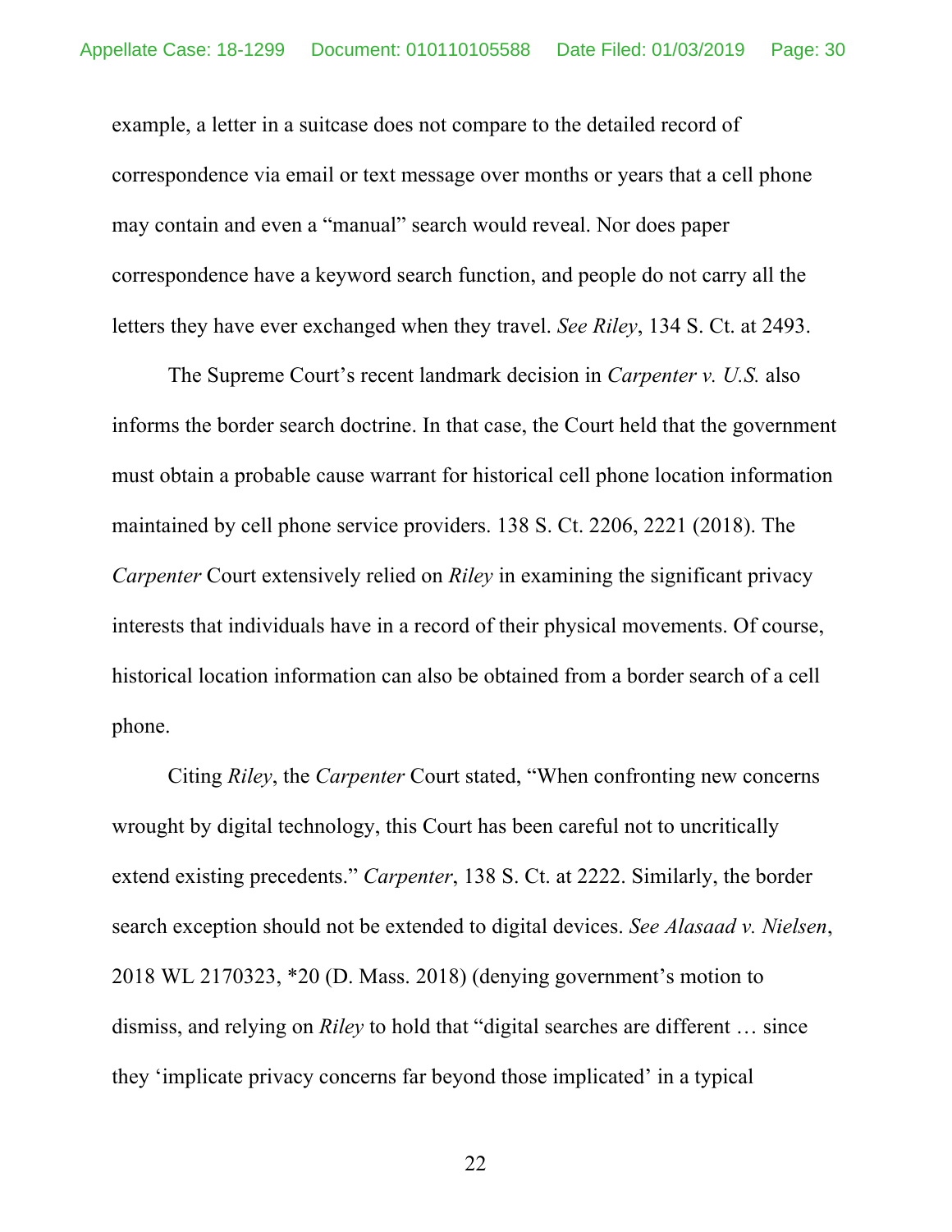example, a letter in a suitcase does not compare to the detailed record of correspondence via email or text message over months or years that a cell phone may contain and even a "manual" search would reveal. Nor does paper correspondence have a keyword search function, and people do not carry all the letters they have ever exchanged when they travel. *See Riley*, 134 S. Ct. at 2493.

The Supreme Court's recent landmark decision in *Carpenter v. U.S.* also informs the border search doctrine. In that case, the Court held that the government must obtain a probable cause warrant for historical cell phone location information maintained by cell phone service providers. 138 S. Ct. 2206, 2221 (2018). The *Carpenter* Court extensively relied on *Riley* in examining the significant privacy interests that individuals have in a record of their physical movements. Of course, historical location information can also be obtained from a border search of a cell phone.

Citing *Riley*, the *Carpenter* Court stated, "When confronting new concerns wrought by digital technology, this Court has been careful not to uncritically extend existing precedents." *Carpenter*, 138 S. Ct. at 2222. Similarly, the border search exception should not be extended to digital devices. *See Alasaad v. Nielsen*, 2018 WL 2170323, *20 (D. Mass. 2018) (denying government's motion to dismiss, and relying on *Riley* to hold that "digital searches are different … since they 'implicate privacy concerns far beyond those implicated' in a typical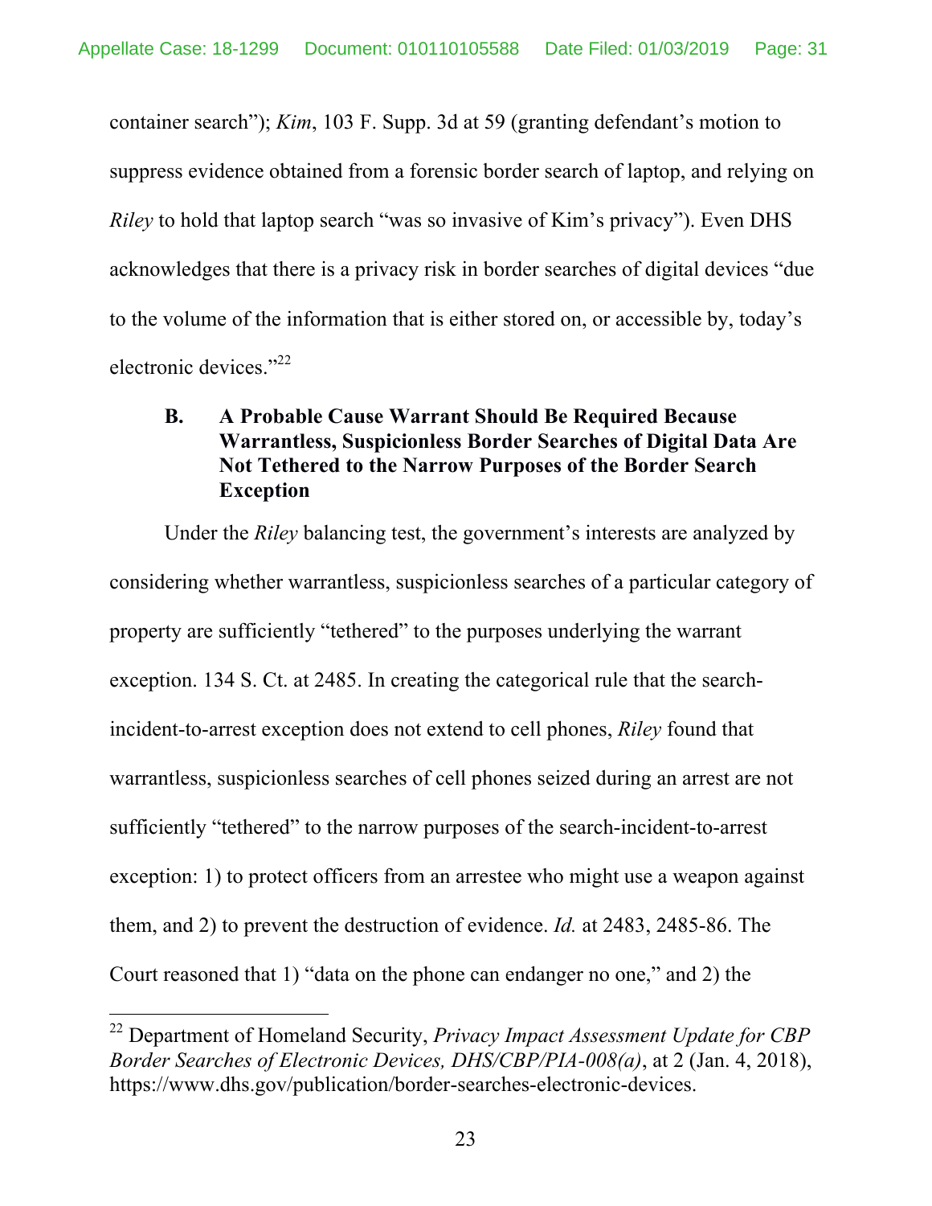container search"); *Kim*, 103 F. Supp. 3d at 59 (granting defendant's motion to suppress evidence obtained from a forensic border search of laptop, and relying on *Riley* to hold that laptop search "was so invasive of Kim's privacy"). Even DHS acknowledges that there is a privacy risk in border searches of digital devices "due to the volume of the information that is either stored on, or accessible by, today's electronic devices."[22]

### B. A Probable Cause Warrant Should Be Required Because Warrantless, Suspicionless Border Searches of Digital Data Are Not Tethered to the Narrow Purposes of the Border Search Exception

Under the *Riley* balancing test, the government's interests are analyzed by considering whether warrantless, suspicionless searches of a particular category of property are sufficiently "tethered" to the purposes underlying the warrant exception. 134 S. Ct. at 2485. In creating the categorical rule that the search-incident-to-arrest exception does not extend to cell phones, *Riley* found that warrantless, suspicionless searches of cell phones seized during an arrest are not sufficiently "tethered" to the narrow purposes of the search-incident-to-arrest exception: 1) to protect officers from an arrestee who might use a weapon against them, and 2) to prevent the destruction of evidence. *Id.* at 2483, 2485-86. The Court reasoned that 1) "data on the phone can endanger no one," and 2) the

---

[22] Department of Homeland Security, *Privacy Impact Assessment Update for CBP Border Searches of Electronic Devices, DHS/CBP/PIA-008(a)*, at 2 (Jan. 4, 2018), https://www.dhs.gov/publication/border-searches-electronic-devices.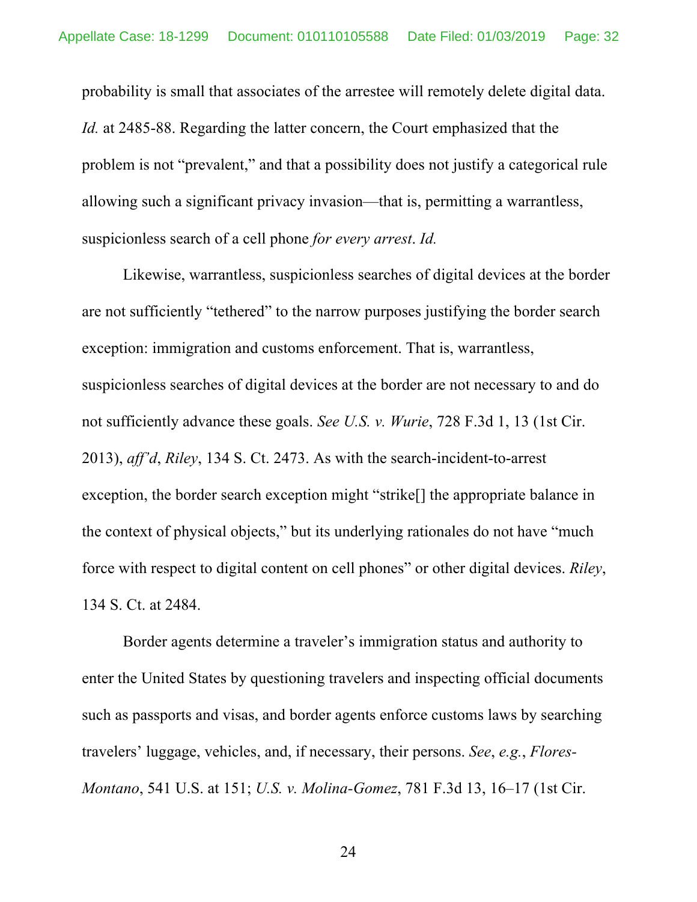probability is small that associates of the arrestee will remotely delete digital data. *Id.* at 2485-88. Regarding the latter concern, the Court emphasized that the problem is not "prevalent," and that a possibility does not justify a categorical rule allowing such a significant privacy invasion—that is, permitting a warrantless, suspicionless search of a cell phone *for every arrest*. *Id.*

Likewise, warrantless, suspicionless searches of digital devices at the border are not sufficiently "tethered" to the narrow purposes justifying the border search exception: immigration and customs enforcement. That is, warrantless, suspicionless searches of digital devices at the border are not necessary to and do not sufficiently advance these goals. *See U.S. v. Wurie*, 728 F.3d 1, 13 (1st Cir. 2013), *aff'd*, *Riley*, 134 S. Ct. 2473. As with the search-incident-to-arrest exception, the border search exception might "strike[] the appropriate balance in the context of physical objects," but its underlying rationales do not have "much force with respect to digital content on cell phones" or other digital devices. *Riley*, 134 S. Ct. at 2484.

Border agents determine a traveler's immigration status and authority to enter the United States by questioning travelers and inspecting official documents such as passports and visas, and border agents enforce customs laws by searching travelers' luggage, vehicles, and, if necessary, their persons. *See*, *e.g.*, *Flores-Montano*, 541 U.S. at 151; *U.S. v. Molina-Gomez*, 781 F.3d 13, 16–17 (1st Cir.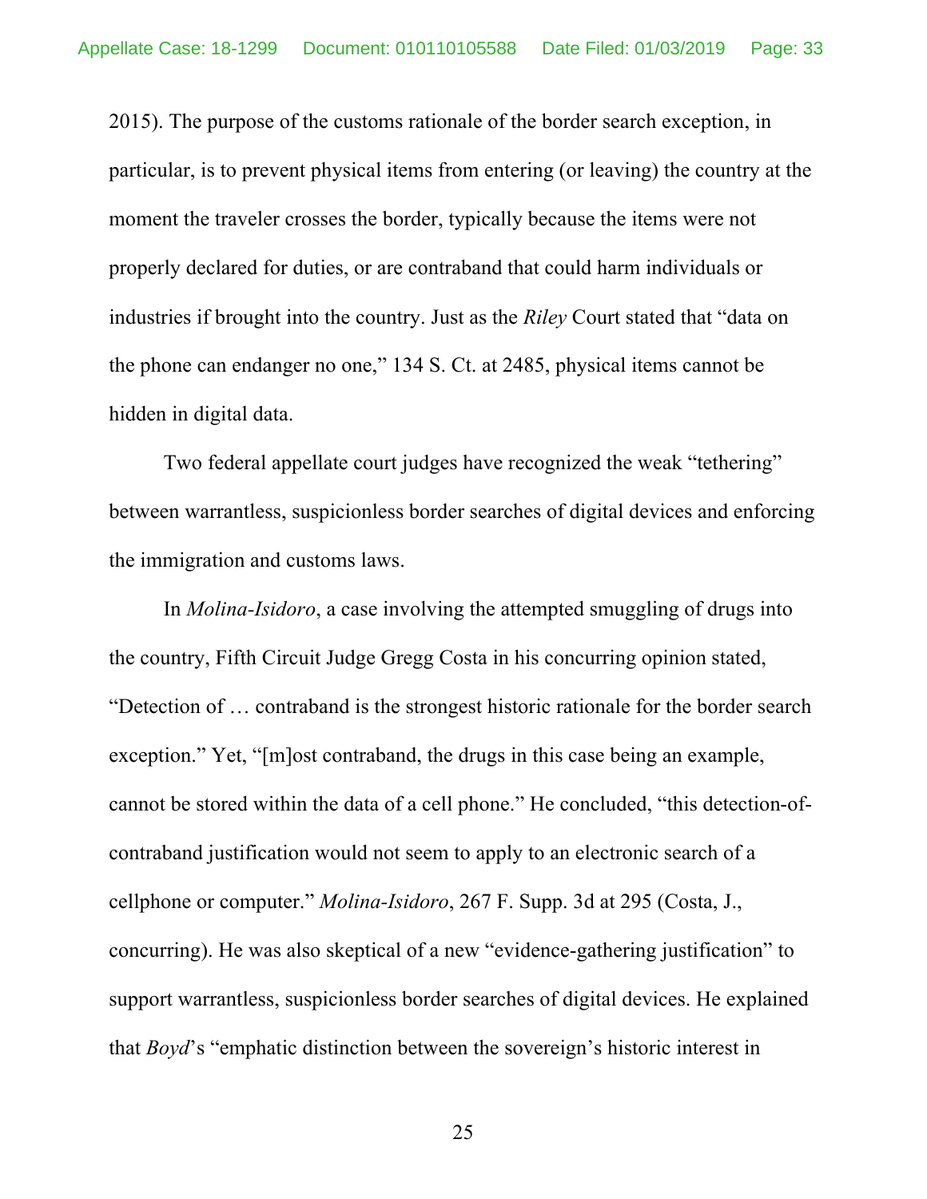2015). The purpose of the customs rationale of the border search exception, in particular, is to prevent physical items from entering (or leaving) the country at the moment the traveler crosses the border, typically because the items were not properly declared for duties, or are contraband that could harm individuals or industries if brought into the country. Just as the *Riley* Court stated that "data on the phone can endanger no one," 134 S. Ct. at 2485, physical items cannot be hidden in digital data.

Two federal appellate court judges have recognized the weak "tethering" between warrantless, suspicionless border searches of digital devices and enforcing the immigration and customs laws.

In *Molina-Isidoro*, a case involving the attempted smuggling of drugs into the country, Fifth Circuit Judge Gregg Costa in his concurring opinion stated, "Detection of … contraband is the strongest historic rationale for the border search exception." Yet, "[m]ost contraband, the drugs in this case being an example, cannot be stored within the data of a cell phone." He concluded, "this detection-of-contraband justification would not seem to apply to an electronic search of a cellphone or computer." *Molina-Isidoro*, 267 F. Supp. 3d at 295 (Costa, J., concurring). He was also skeptical of a new "evidence-gathering justification" to support warrantless, suspicionless border searches of digital devices. He explained that *Boyd*'s "emphatic distinction between the sovereign's historic interest in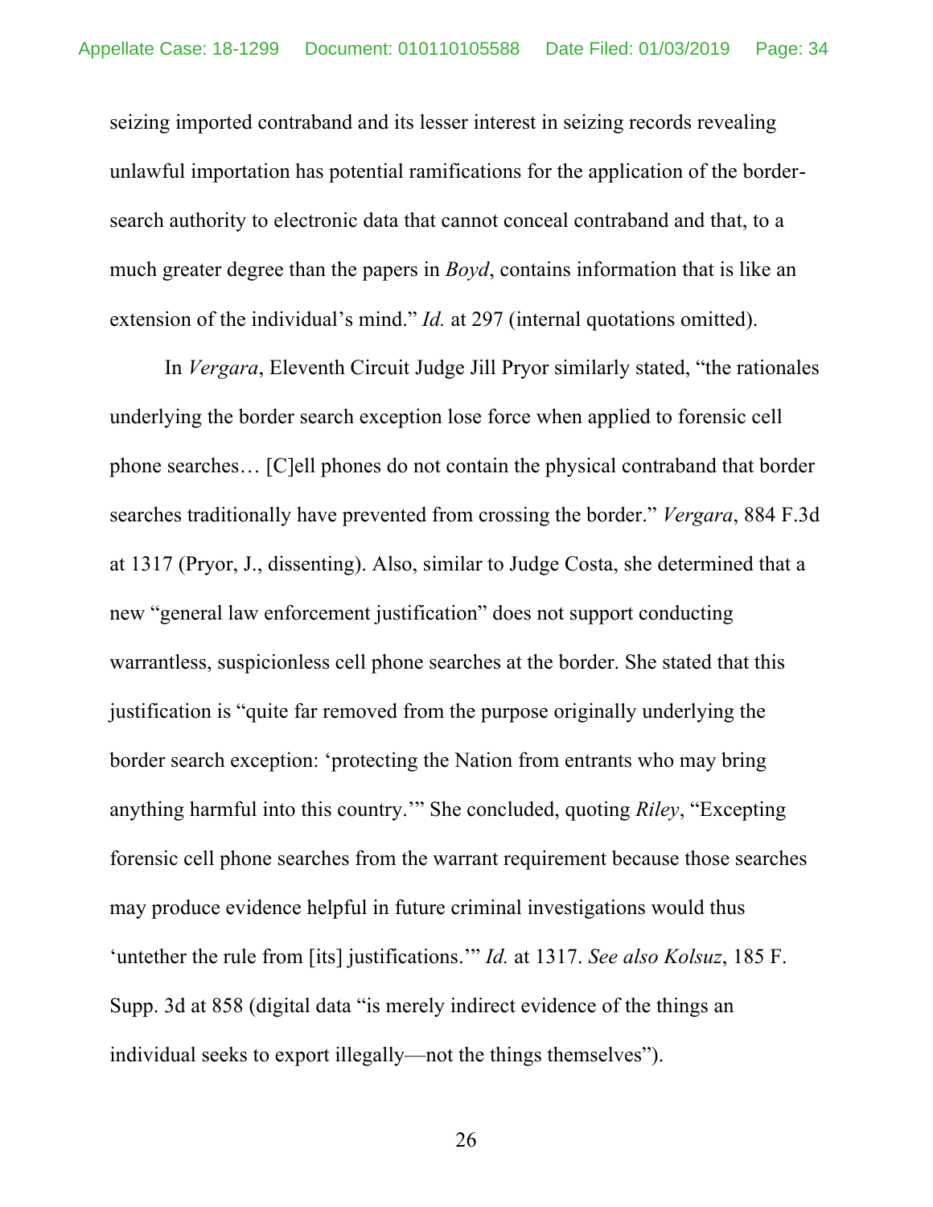seizing imported contraband and its lesser interest in seizing records revealing unlawful importation has potential ramifications for the application of the border-search authority to electronic data that cannot conceal contraband and that, to a much greater degree than the papers in *Boyd*, contains information that is like an extension of the individual's mind." *Id.* at 297 (internal quotations omitted).

In *Vergara*, Eleventh Circuit Judge Jill Pryor similarly stated, "the rationales underlying the border search exception lose force when applied to forensic cell phone searches… [C]ell phones do not contain the physical contraband that border searches traditionally have prevented from crossing the border." *Vergara*, 884 F.3d at 1317 (Pryor, J., dissenting). Also, similar to Judge Costa, she determined that a new "general law enforcement justification" does not support conducting warrantless, suspicionless cell phone searches at the border. She stated that this justification is "quite far removed from the purpose originally underlying the border search exception: 'protecting the Nation from entrants who may bring anything harmful into this country.'" She concluded, quoting *Riley*, "Excepting forensic cell phone searches from the warrant requirement because those searches may produce evidence helpful in future criminal investigations would thus 'untether the rule from [its] justifications.'" *Id.* at 1317. *See also Kolsuz*, 185 F. Supp. 3d at 858 (digital data "is merely indirect evidence of the things an individual seeks to export illegally—not the things themselves").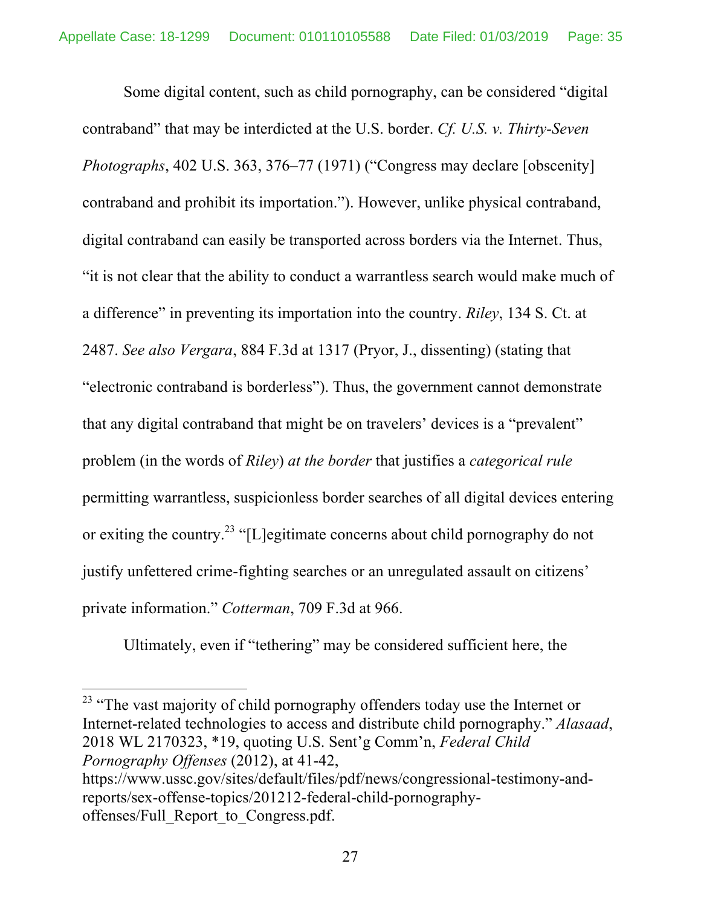Some digital content, such as child pornography, can be considered "digital contraband" that may be interdicted at the U.S. border. *Cf. U.S. v. Thirty-Seven Photographs*, 402 U.S. 363, 376–77 (1971) ("Congress may declare [obscenity] contraband and prohibit its importation."). However, unlike physical contraband, digital contraband can easily be transported across borders via the Internet. Thus, "it is not clear that the ability to conduct a warrantless search would make much of a difference" in preventing its importation into the country. *Riley*, 134 S. Ct. at 2487. *See also Vergara*, 884 F.3d at 1317 (Pryor, J., dissenting) (stating that "electronic contraband is borderless"). Thus, the government cannot demonstrate that any digital contraband that might be on travelers' devices is a "prevalent" problem (in the words of *Riley*) *at the border* that justifies a *categorical rule* permitting warrantless, suspicionless border searches of all digital devices entering or exiting the country.[23] "[L]egitimate concerns about child pornography do not justify unfettered crime-fighting searches or an unregulated assault on citizens' private information." *Cotterman*, 709 F.3d at 966.

Ultimately, even if "tethering" may be considered sufficient here, the

---

[23] "The vast majority of child pornography offenders today use the Internet or Internet-related technologies to access and distribute child pornography." *Alasaad*, 2018 WL 2170323, *19, quoting U.S. Sent'g Comm'n, *Federal Child Pornography Offenses* (2012), at 41-42, https://www.ussc.gov/sites/default/files/pdf/news/congressional-testimony-and-reports/sex-offense-topics/201212-federal-child-pornography-offenses/Full_Report_to_Congress.pdf.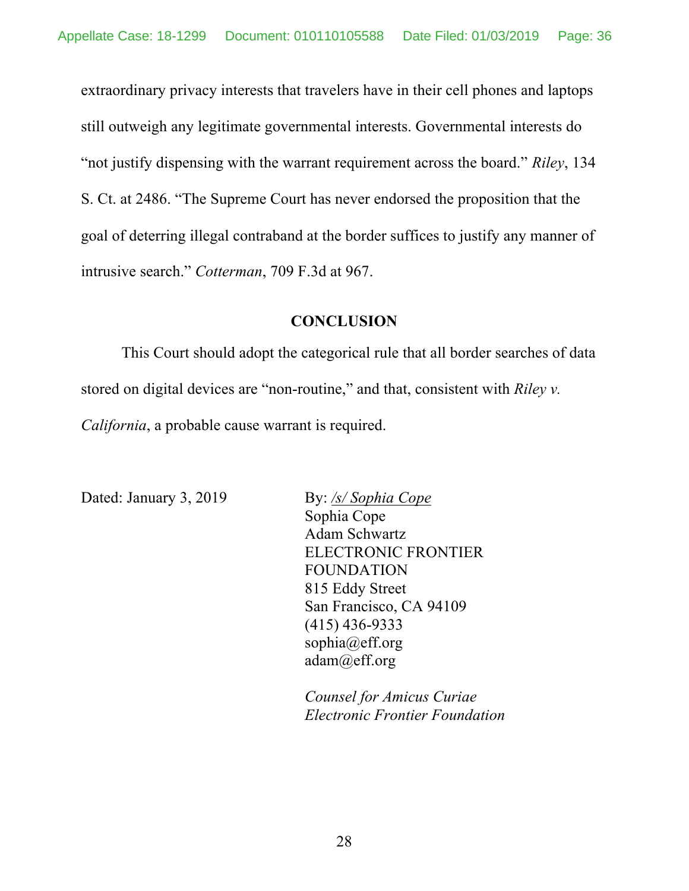extraordinary privacy interests that travelers have in their cell phones and laptops still outweigh any legitimate governmental interests. Governmental interests do "not justify dispensing with the warrant requirement across the board." *Riley*, 134 S. Ct. at 2486. "The Supreme Court has never endorsed the proposition that the goal of deterring illegal contraband at the border suffices to justify any manner of intrusive search." *Cotterman*, 709 F.3d at 967.

## CONCLUSION

This Court should adopt the categorical rule that all border searches of data stored on digital devices are "non-routine," and that, consistent with *Riley v. California*, a probable cause warrant is required.

Dated: January 3, 2019

By: */s/ Sophia Cope*
Sophia Cope
Adam Schwartz
ELECTRONIC FRONTIER FOUNDATION
815 Eddy Street
San Francisco, CA 94109
(415) 436-9333
sophia@eff.org
adam@eff.org

*Counsel for Amicus Curiae Electronic Frontier Foundation*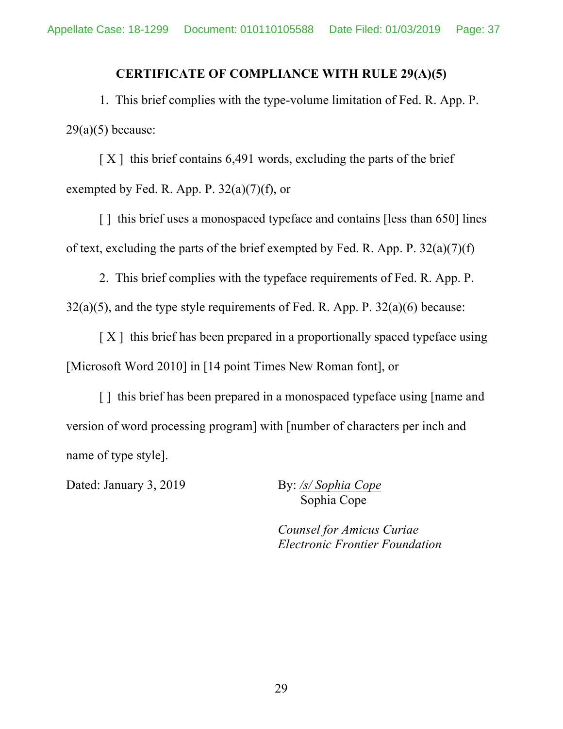## CERTIFICATE OF COMPLIANCE WITH RULE 29(A)(5)

1. This brief complies with the type-volume limitation of Fed. R. App. P. 29(a)(5) because:

[ X ] this brief contains 6,491 words, excluding the parts of the brief exempted by Fed. R. App. P. 32(a)(7)(f), or

[ ] this brief uses a monospaced typeface and contains [less than 650] lines of text, excluding the parts of the brief exempted by Fed. R. App. P. 32(a)(7)(f)

2. This brief complies with the typeface requirements of Fed. R. App. P. 32(a)(5), and the type style requirements of Fed. R. App. P. 32(a)(6) because:

[ X ] this brief has been prepared in a proportionally spaced typeface using [Microsoft Word 2010] in [14 point Times New Roman font], or

[ ] this brief has been prepared in a monospaced typeface using [name and version of word processing program] with [number of characters per inch and name of type style].

Dated: January 3, 2019

By: */s/ Sophia Cope*
Sophia Cope

*Counsel for Amicus Curiae*
*Electronic Frontier Foundation*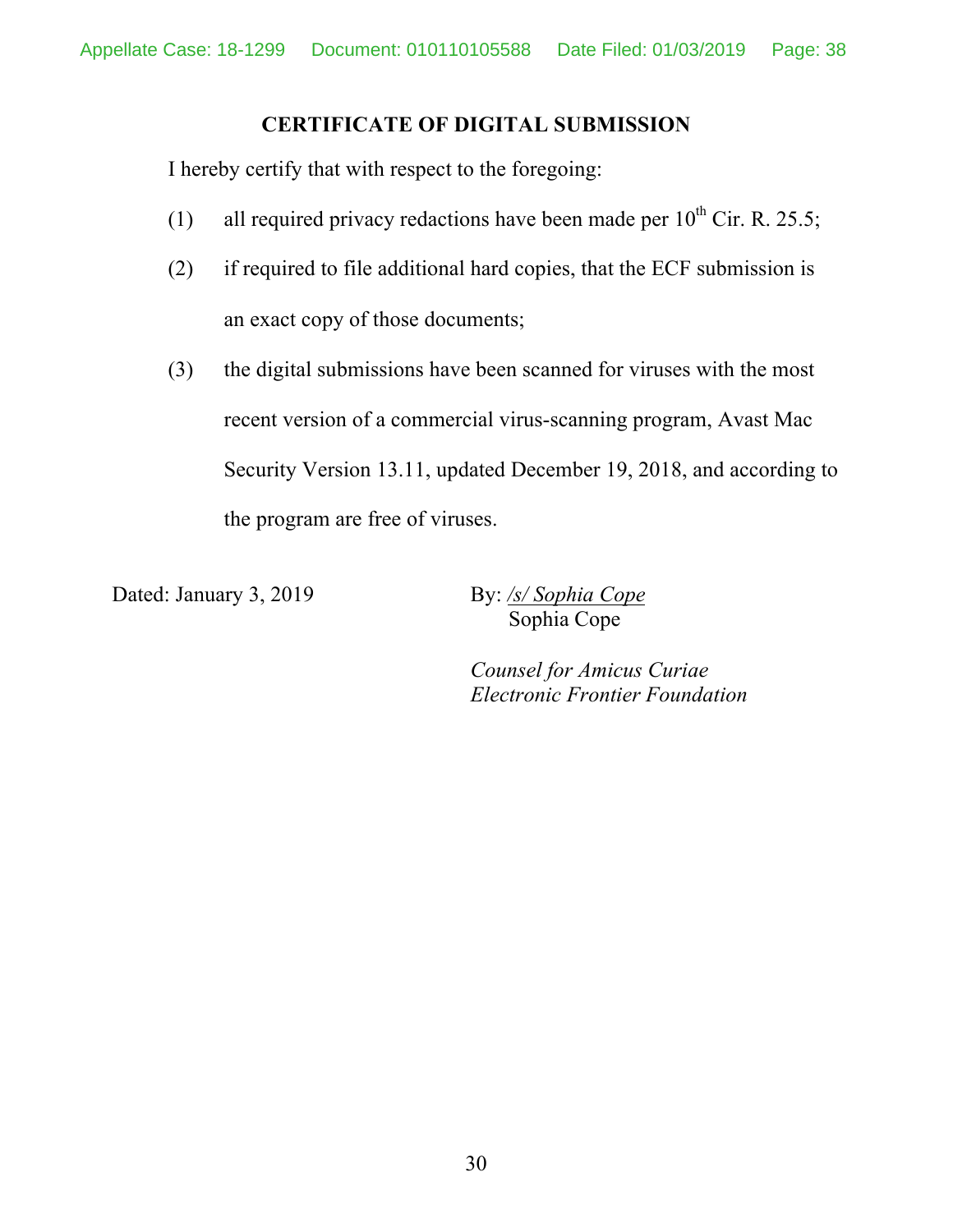## CERTIFICATE OF DIGITAL SUBMISSION

I hereby certify that with respect to the foregoing:

(1) all required privacy redactions have been made per 10th Cir. R. 25.5;

(2) if required to file additional hard copies, that the ECF submission is an exact copy of those documents;

(3) the digital submissions have been scanned for viruses with the most recent version of a commercial virus-scanning program, Avast Mac Security Version 13.11, updated December 19, 2018, and according to the program are free of viruses.

Dated: January 3, 2019

By: /s/ Sophia Cope
Sophia Cope

*Counsel for Amicus Curiae*
*Electronic Frontier Foundation*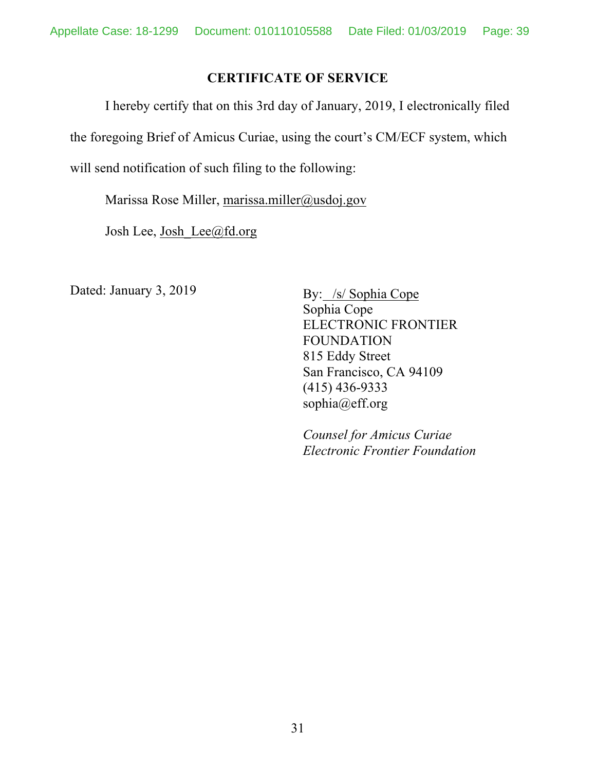**CERTIFICATE OF SERVICE**

I hereby certify that on this 3rd day of January, 2019, I electronically filed the foregoing Brief of Amicus Curiae, using the court's CM/ECF system, which will send notification of such filing to the following:

Marissa Rose Miller, marissa.miller@usdoj.gov

Josh Lee, Josh_Lee@fd.org

Dated: January 3, 2019

By: /s/ Sophia Cope
Sophia Cope
ELECTRONIC FRONTIER FOUNDATION
815 Eddy Street
San Francisco, CA 94109
(415) 436-9333
sophia@eff.org

*Counsel for Amicus Curiae Electronic Frontier Foundation*